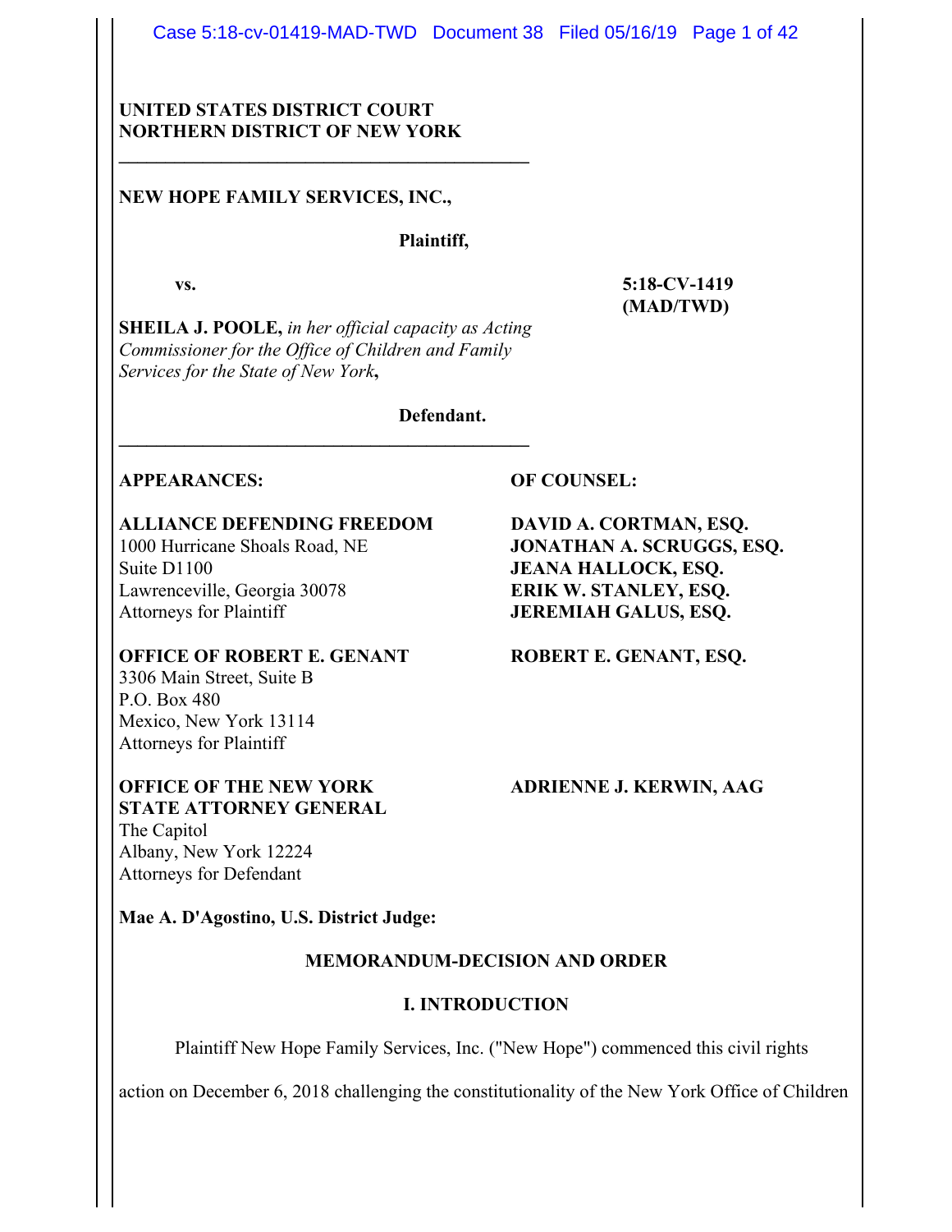**UNITED STATES DISTRICT COURT**
**NORTHERN DISTRICT OF NEW YORK**

---

**NEW HOPE FAMILY SERVICES, INC.,**

**Plaintiff,**

**vs.** **5:18-CV-1419 (MAD/TWD)**

**SHEILA J. POOLE,** *in her official capacity as Acting Commissioner for the Office of Children and Family Services for the State of New York***,**

**Defendant.**

---

| **APPEARANCES:** | **OF COUNSEL:** |
| --- | --- |
| **ALLIANCE DEFENDING FREEDOM**<br>1000 Hurricane Shoals Road, NE<br>Suite D1100<br>Lawrenceville, Georgia 30078<br>Attorneys for Plaintiff | **DAVID A. CORTMAN, ESQ.**<br>**JONATHAN A. SCRUGGS, ESQ.**<br>**JEANA HALLOCK, ESQ.**<br>**ERIK W. STANLEY, ESQ.**<br>**JEREMIAH GALUS, ESQ.** |
| **OFFICE OF ROBERT E. GENANT**<br>3306 Main Street, Suite B<br>P.O. Box 480<br>Mexico, New York 13114<br>Attorneys for Plaintiff | **ROBERT E. GENANT, ESQ.** |
| **OFFICE OF THE NEW YORK STATE ATTORNEY GENERAL**<br>The Capitol<br>Albany, New York 12224<br>Attorneys for Defendant | **ADRIENNE J. KERWIN, AAG** |

**Mae A. D'Agostino, U.S. District Judge:**

## MEMORANDUM-DECISION AND ORDER

## I. INTRODUCTION

Plaintiff New Hope Family Services, Inc. ("New Hope") commenced this civil rights action on December 6, 2018 challenging the constitutionality of the New York Office of Children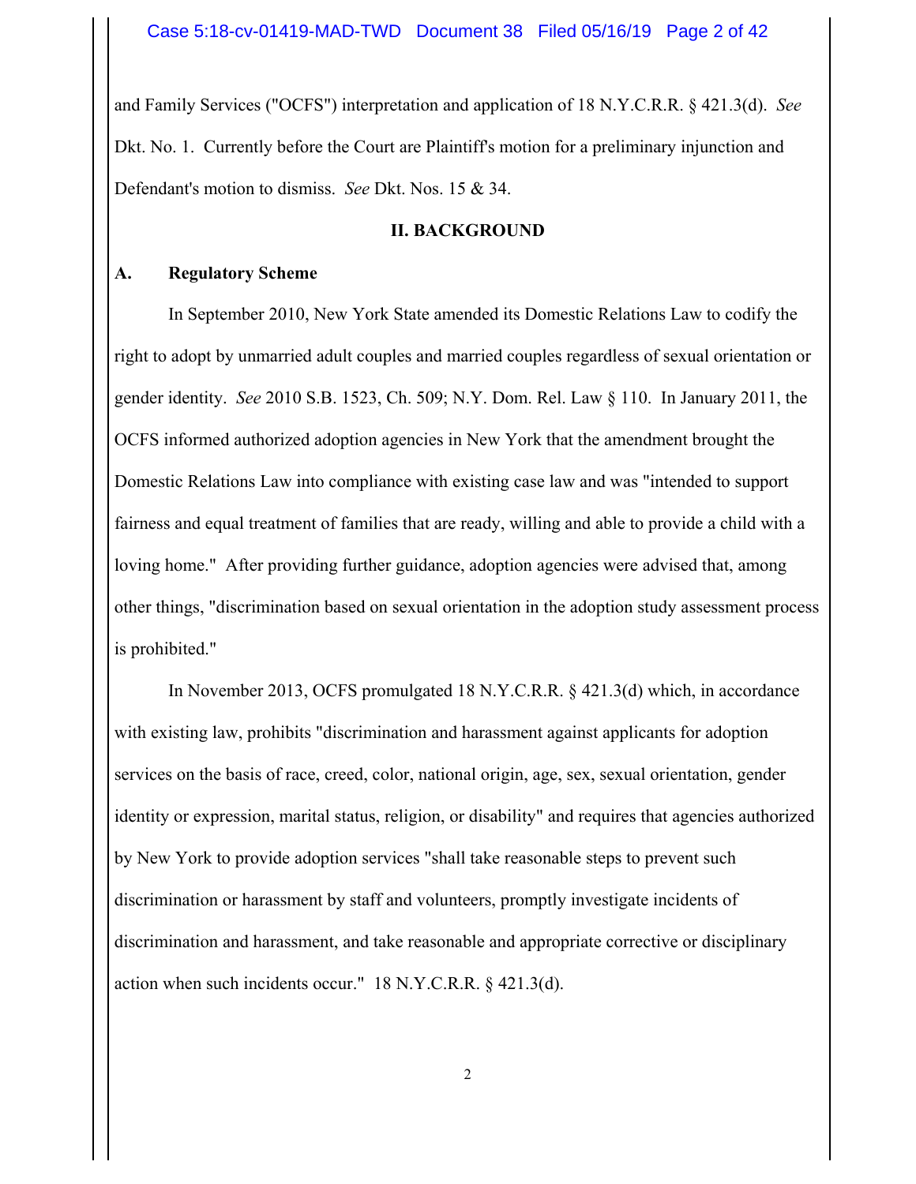and Family Services ("OCFS") interpretation and application of 18 N.Y.C.R.R. § 421.3(d). *See* Dkt. No. 1. Currently before the Court are Plaintiff's motion for a preliminary injunction and Defendant's motion to dismiss. *See* Dkt. Nos. 15 & 34.

## II. BACKGROUND

### A. Regulatory Scheme

In September 2010, New York State amended its Domestic Relations Law to codify the right to adopt by unmarried adult couples and married couples regardless of sexual orientation or gender identity. *See* 2010 S.B. 1523, Ch. 509; N.Y. Dom. Rel. Law § 110. In January 2011, the OCFS informed authorized adoption agencies in New York that the amendment brought the Domestic Relations Law into compliance with existing case law and was "intended to support fairness and equal treatment of families that are ready, willing and able to provide a child with a loving home." After providing further guidance, adoption agencies were advised that, among other things, "discrimination based on sexual orientation in the adoption study assessment process is prohibited."

In November 2013, OCFS promulgated 18 N.Y.C.R.R. § 421.3(d) which, in accordance with existing law, prohibits "discrimination and harassment against applicants for adoption services on the basis of race, creed, color, national origin, age, sex, sexual orientation, gender identity or expression, marital status, religion, or disability" and requires that agencies authorized by New York to provide adoption services "shall take reasonable steps to prevent such discrimination or harassment by staff and volunteers, promptly investigate incidents of discrimination and harassment, and take reasonable and appropriate corrective or disciplinary action when such incidents occur." 18 N.Y.C.R.R. § 421.3(d).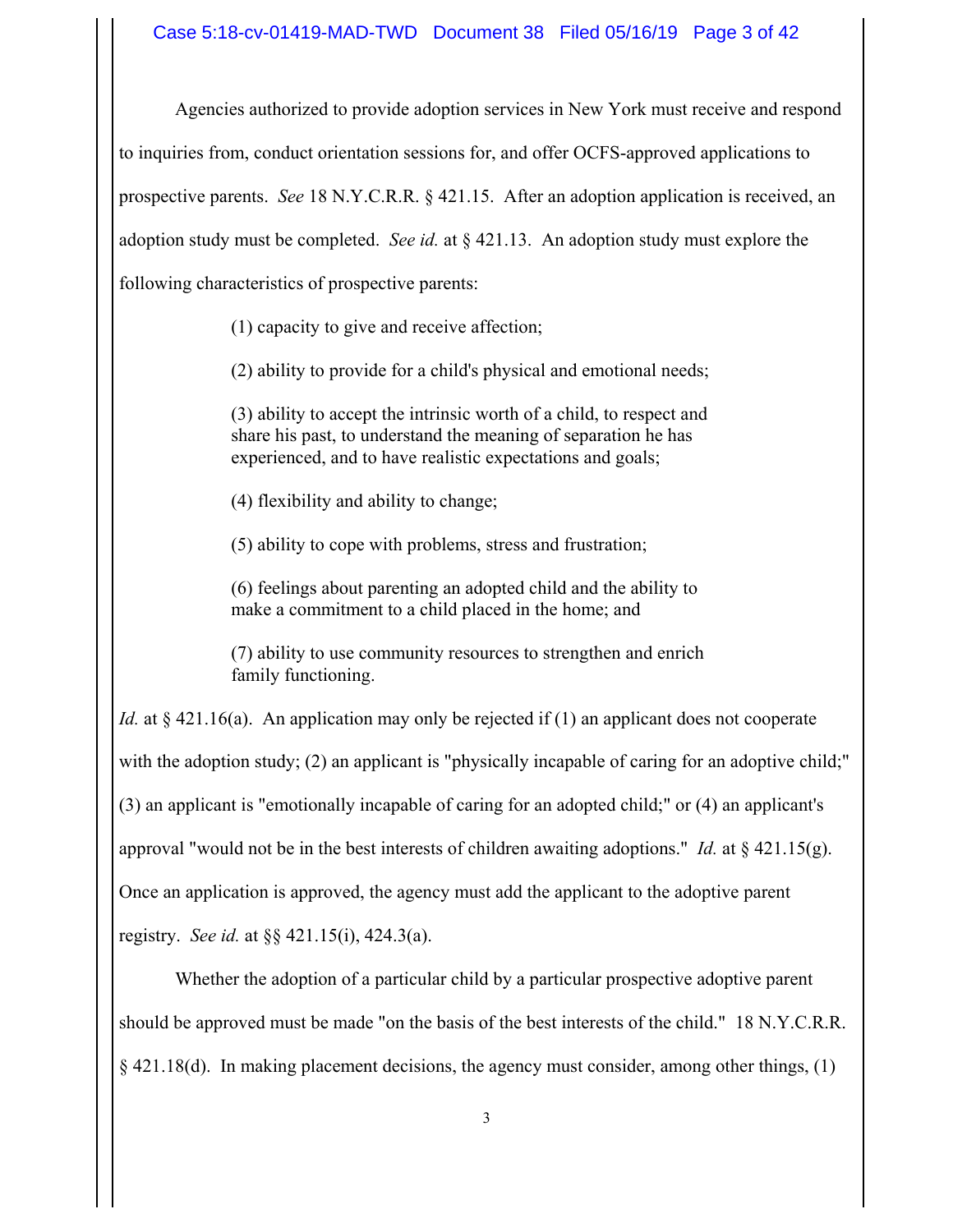Agencies authorized to provide adoption services in New York must receive and respond to inquiries from, conduct orientation sessions for, and offer OCFS-approved applications to prospective parents. *See* 18 N.Y.C.R.R. § 421.15. After an adoption application is received, an adoption study must be completed. *See id.* at § 421.13. An adoption study must explore the following characteristics of prospective parents:

> (1) capacity to give and receive affection;
>
> (2) ability to provide for a child's physical and emotional needs;
>
> (3) ability to accept the intrinsic worth of a child, to respect and share his past, to understand the meaning of separation he has experienced, and to have realistic expectations and goals;
>
> (4) flexibility and ability to change;
>
> (5) ability to cope with problems, stress and frustration;
>
> (6) feelings about parenting an adopted child and the ability to make a commitment to a child placed in the home; and
>
> (7) ability to use community resources to strengthen and enrich family functioning.

*Id.* at § 421.16(a). An application may only be rejected if (1) an applicant does not cooperate with the adoption study; (2) an applicant is "physically incapable of caring for an adoptive child;" (3) an applicant is "emotionally incapable of caring for an adopted child;" or (4) an applicant's approval "would not be in the best interests of children awaiting adoptions." *Id.* at § 421.15(g). Once an application is approved, the agency must add the applicant to the adoptive parent registry. *See id.* at §§ 421.15(i), 424.3(a).

Whether the adoption of a particular child by a particular prospective adoptive parent should be approved must be made "on the basis of the best interests of the child." 18 N.Y.C.R.R. § 421.18(d). In making placement decisions, the agency must consider, among other things, (1)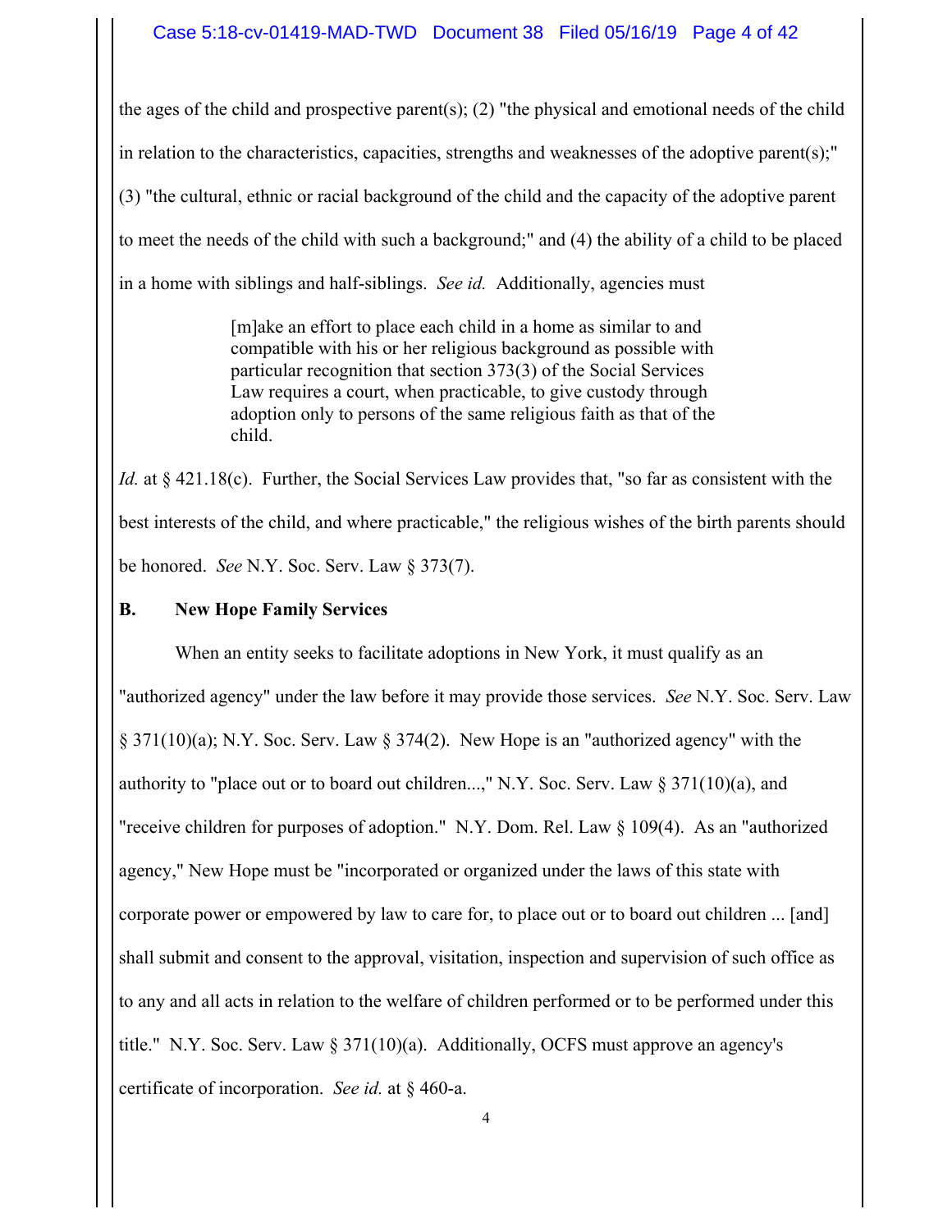the ages of the child and prospective parent(s); (2) "the physical and emotional needs of the child in relation to the characteristics, capacities, strengths and weaknesses of the adoptive parent(s);" (3) "the cultural, ethnic or racial background of the child and the capacity of the adoptive parent to meet the needs of the child with such a background;" and (4) the ability of a child to be placed in a home with siblings and half-siblings. *See id.* Additionally, agencies must

> [m]ake an effort to place each child in a home as similar to and compatible with his or her religious background as possible with particular recognition that section 373(3) of the Social Services Law requires a court, when practicable, to give custody through adoption only to persons of the same religious faith as that of the child.

*Id.* at § 421.18(c). Further, the Social Services Law provides that, "so far as consistent with the best interests of the child, and where practicable," the religious wishes of the birth parents should be honored. *See* N.Y. Soc. Serv. Law § 373(7).

### B. New Hope Family Services

When an entity seeks to facilitate adoptions in New York, it must qualify as an "authorized agency" under the law before it may provide those services. *See* N.Y. Soc. Serv. Law § 371(10)(a); N.Y. Soc. Serv. Law § 374(2). New Hope is an "authorized agency" with the authority to "place out or to board out children...," N.Y. Soc. Serv. Law § 371(10)(a), and "receive children for purposes of adoption." N.Y. Dom. Rel. Law § 109(4). As an "authorized agency," New Hope must be "incorporated or organized under the laws of this state with corporate power or empowered by law to care for, to place out or to board out children ... [and] shall submit and consent to the approval, visitation, inspection and supervision of such office as to any and all acts in relation to the welfare of children performed or to be performed under this title." N.Y. Soc. Serv. Law § 371(10)(a). Additionally, OCFS must approve an agency's certificate of incorporation. *See id.* at § 460-a.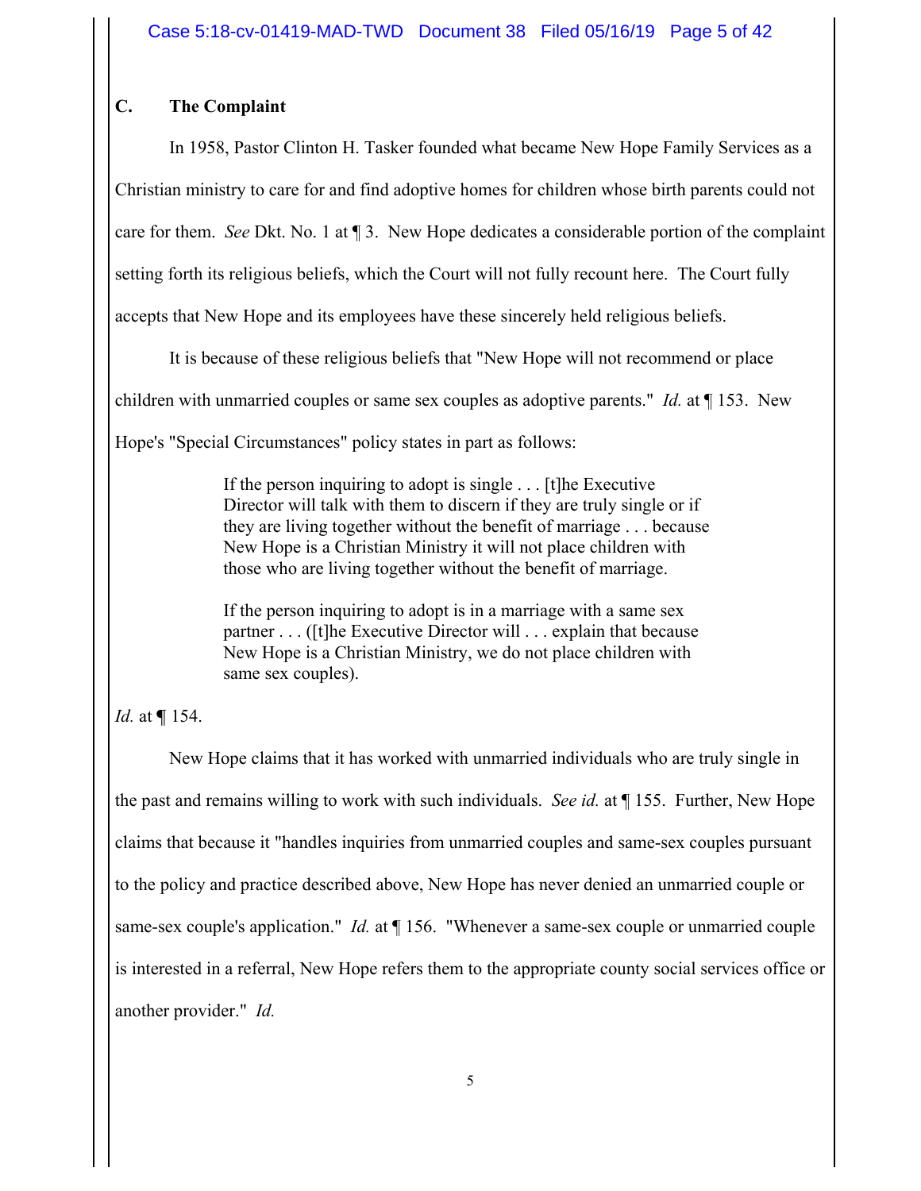### C. The Complaint

In 1958, Pastor Clinton H. Tasker founded what became New Hope Family Services as a Christian ministry to care for and find adoptive homes for children whose birth parents could not care for them. *See* Dkt. No. 1 at ¶ 3. New Hope dedicates a considerable portion of the complaint setting forth its religious beliefs, which the Court will not fully recount here. The Court fully accepts that New Hope and its employees have these sincerely held religious beliefs.

It is because of these religious beliefs that "New Hope will not recommend or place children with unmarried couples or same sex couples as adoptive parents." *Id.* at ¶ 153. New Hope's "Special Circumstances" policy states in part as follows:

> If the person inquiring to adopt is single . . . [t]he Executive Director will talk with them to discern if they are truly single or if they are living together without the benefit of marriage . . . because New Hope is a Christian Ministry it will not place children with those who are living together without the benefit of marriage.
>
> If the person inquiring to adopt is in a marriage with a same sex partner . . . ([t]he Executive Director will . . . explain that because New Hope is a Christian Ministry, we do not place children with same sex couples).

*Id.* at ¶ 154.

New Hope claims that it has worked with unmarried individuals who are truly single in the past and remains willing to work with such individuals. *See id.* at ¶ 155. Further, New Hope claims that because it "handles inquiries from unmarried couples and same-sex couples pursuant to the policy and practice described above, New Hope has never denied an unmarried couple or same-sex couple's application." *Id.* at ¶ 156. "Whenever a same-sex couple or unmarried couple is interested in a referral, New Hope refers them to the appropriate county social services office or another provider." *Id.*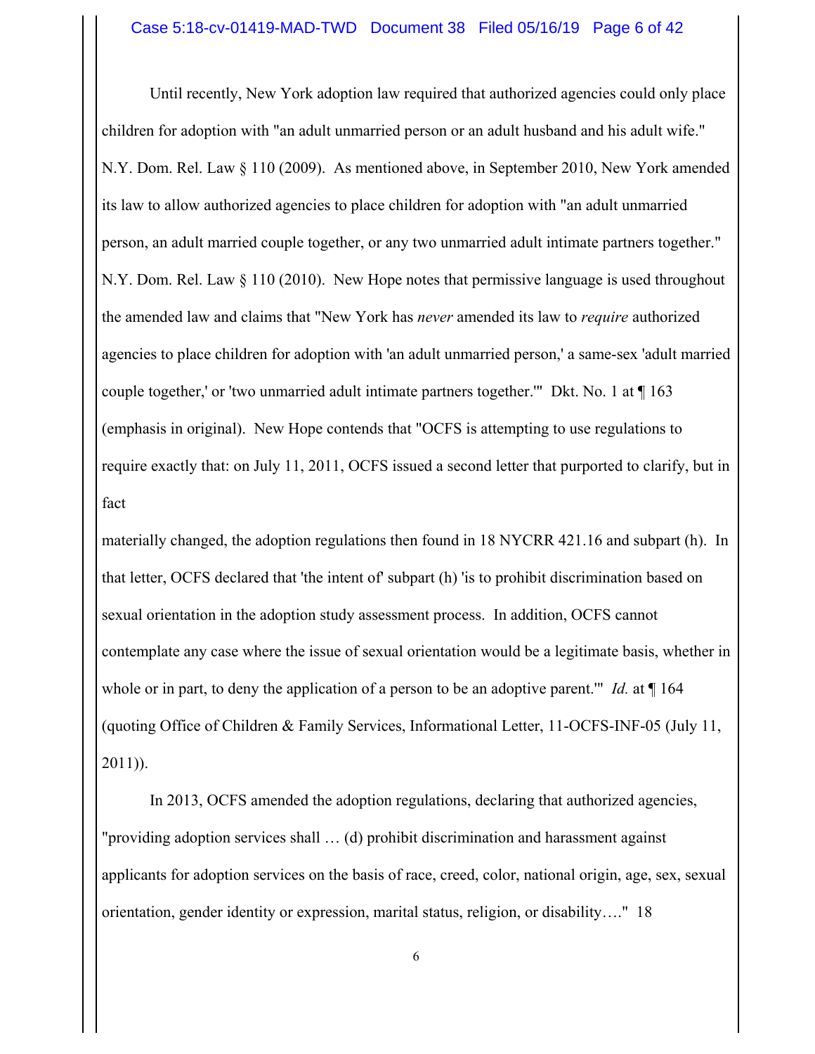Until recently, New York adoption law required that authorized agencies could only place children for adoption with "an adult unmarried person or an adult husband and his adult wife." N.Y. Dom. Rel. Law § 110 (2009). As mentioned above, in September 2010, New York amended its law to allow authorized agencies to place children for adoption with "an adult unmarried person, an adult married couple together, or any two unmarried adult intimate partners together." N.Y. Dom. Rel. Law § 110 (2010). New Hope notes that permissive language is used throughout the amended law and claims that "New York has *never* amended its law to *require* authorized agencies to place children for adoption with 'an adult unmarried person,' a same-sex 'adult married couple together,' or 'two unmarried adult intimate partners together.'" Dkt. No. 1 at ¶ 163 (emphasis in original). New Hope contends that "OCFS is attempting to use regulations to require exactly that: on July 11, 2011, OCFS issued a second letter that purported to clarify, but in fact materially changed, the adoption regulations then found in 18 NYCRR 421.16 and subpart (h). In that letter, OCFS declared that 'the intent of' subpart (h) 'is to prohibit discrimination based on sexual orientation in the adoption study assessment process. In addition, OCFS cannot contemplate any case where the issue of sexual orientation would be a legitimate basis, whether in whole or in part, to deny the application of a person to be an adoptive parent.'" *Id.* at ¶ 164 (quoting Office of Children & Family Services, Informational Letter, 11-OCFS-INF-05 (July 11, 2011)).

In 2013, OCFS amended the adoption regulations, declaring that authorized agencies, "providing adoption services shall … (d) prohibit discrimination and harassment against applicants for adoption services on the basis of race, creed, color, national origin, age, sex, sexual orientation, gender identity or expression, marital status, religion, or disability…." 18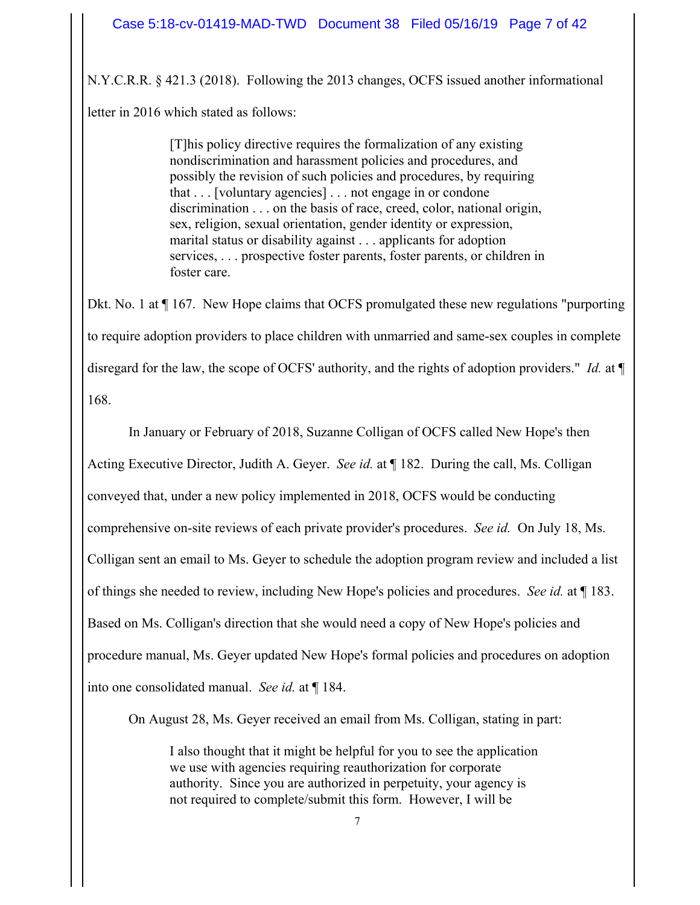N.Y.C.R.R. § 421.3 (2018). Following the 2013 changes, OCFS issued another informational letter in 2016 which stated as follows:

> [T]his policy directive requires the formalization of any existing nondiscrimination and harassment policies and procedures, and possibly the revision of such policies and procedures, by requiring that . . . [voluntary agencies] . . . not engage in or condone discrimination . . . on the basis of race, creed, color, national origin, sex, religion, sexual orientation, gender identity or expression, marital status or disability against . . . applicants for adoption services, . . . prospective foster parents, foster parents, or children in foster care.

Dkt. No. 1 at ¶ 167. New Hope claims that OCFS promulgated these new regulations "purporting to require adoption providers to place children with unmarried and same-sex couples in complete disregard for the law, the scope of OCFS' authority, and the rights of adoption providers." *Id.* at ¶ 168.

In January or February of 2018, Suzanne Colligan of OCFS called New Hope's then Acting Executive Director, Judith A. Geyer. *See id.* at ¶ 182. During the call, Ms. Colligan conveyed that, under a new policy implemented in 2018, OCFS would be conducting comprehensive on-site reviews of each private provider's procedures. *See id.* On July 18, Ms. Colligan sent an email to Ms. Geyer to schedule the adoption program review and included a list of things she needed to review, including New Hope's policies and procedures. *See id.* at ¶ 183. Based on Ms. Colligan's direction that she would need a copy of New Hope's policies and procedure manual, Ms. Geyer updated New Hope's formal policies and procedures on adoption into one consolidated manual. *See id.* at ¶ 184.

On August 28, Ms. Geyer received an email from Ms. Colligan, stating in part:

> I also thought that it might be helpful for you to see the application we use with agencies requiring reauthorization for corporate authority. Since you are authorized in perpetuity, your agency is not required to complete/submit this form. However, I will be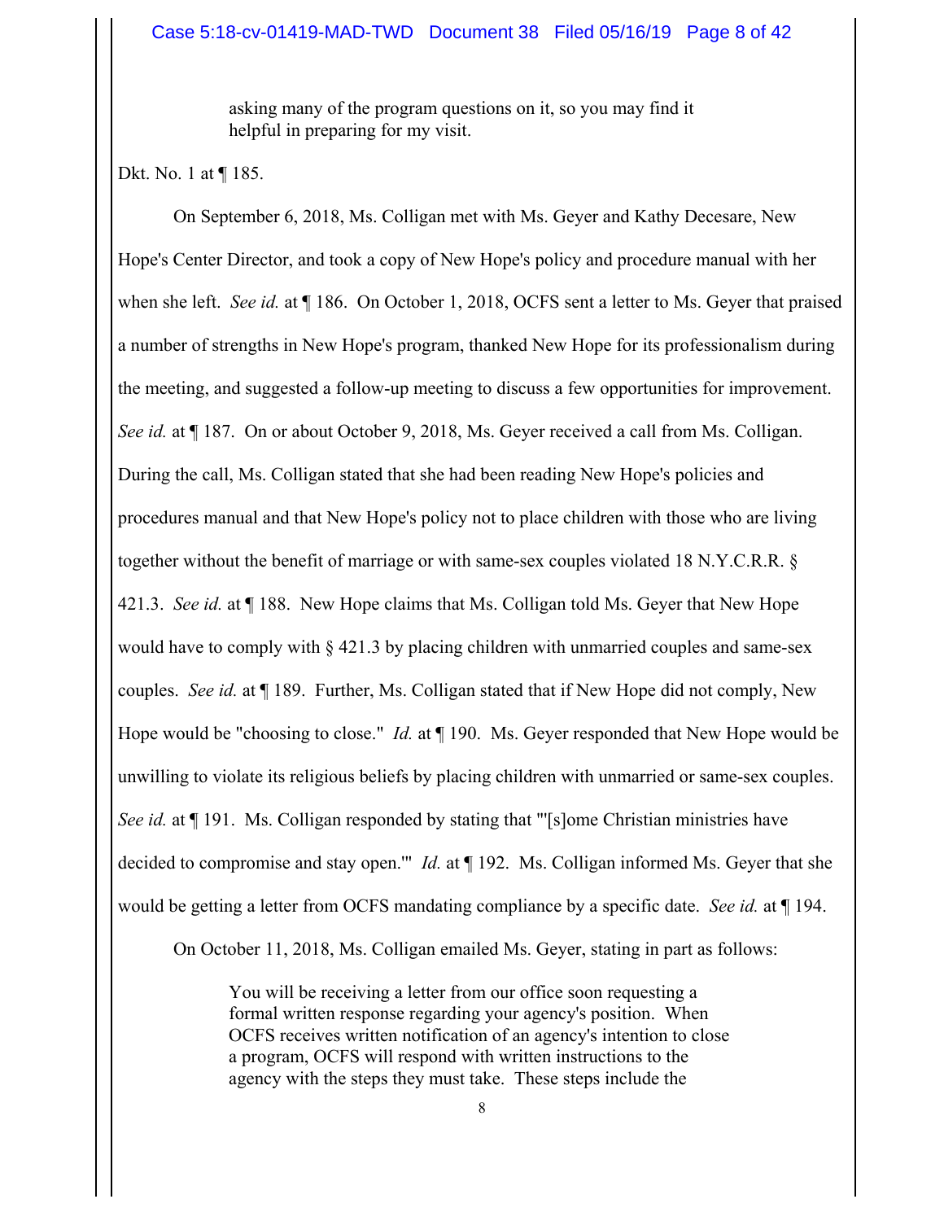> asking many of the program questions on it, so you may find it helpful in preparing for my visit.

Dkt. No. 1 at ¶ 185.

On September 6, 2018, Ms. Colligan met with Ms. Geyer and Kathy Decesare, New Hope's Center Director, and took a copy of New Hope's policy and procedure manual with her when she left. *See id.* at ¶ 186. On October 1, 2018, OCFS sent a letter to Ms. Geyer that praised a number of strengths in New Hope's program, thanked New Hope for its professionalism during the meeting, and suggested a follow-up meeting to discuss a few opportunities for improvement. *See id.* at ¶ 187. On or about October 9, 2018, Ms. Geyer received a call from Ms. Colligan. During the call, Ms. Colligan stated that she had been reading New Hope's policies and procedures manual and that New Hope's policy not to place children with those who are living together without the benefit of marriage or with same-sex couples violated 18 N.Y.C.R.R. § 421.3. *See id.* at ¶ 188. New Hope claims that Ms. Colligan told Ms. Geyer that New Hope would have to comply with § 421.3 by placing children with unmarried couples and same-sex couples. *See id.* at ¶ 189. Further, Ms. Colligan stated that if New Hope did not comply, New Hope would be "choosing to close." *Id.* at ¶ 190. Ms. Geyer responded that New Hope would be unwilling to violate its religious beliefs by placing children with unmarried or same-sex couples. *See id.* at ¶ 191. Ms. Colligan responded by stating that "'[s]ome Christian ministries have decided to compromise and stay open.'" *Id.* at ¶ 192. Ms. Colligan informed Ms. Geyer that she would be getting a letter from OCFS mandating compliance by a specific date. *See id.* at ¶ 194.

On October 11, 2018, Ms. Colligan emailed Ms. Geyer, stating in part as follows:

> You will be receiving a letter from our office soon requesting a formal written response regarding your agency's position. When OCFS receives written notification of an agency's intention to close a program, OCFS will respond with written instructions to the agency with the steps they must take. These steps include the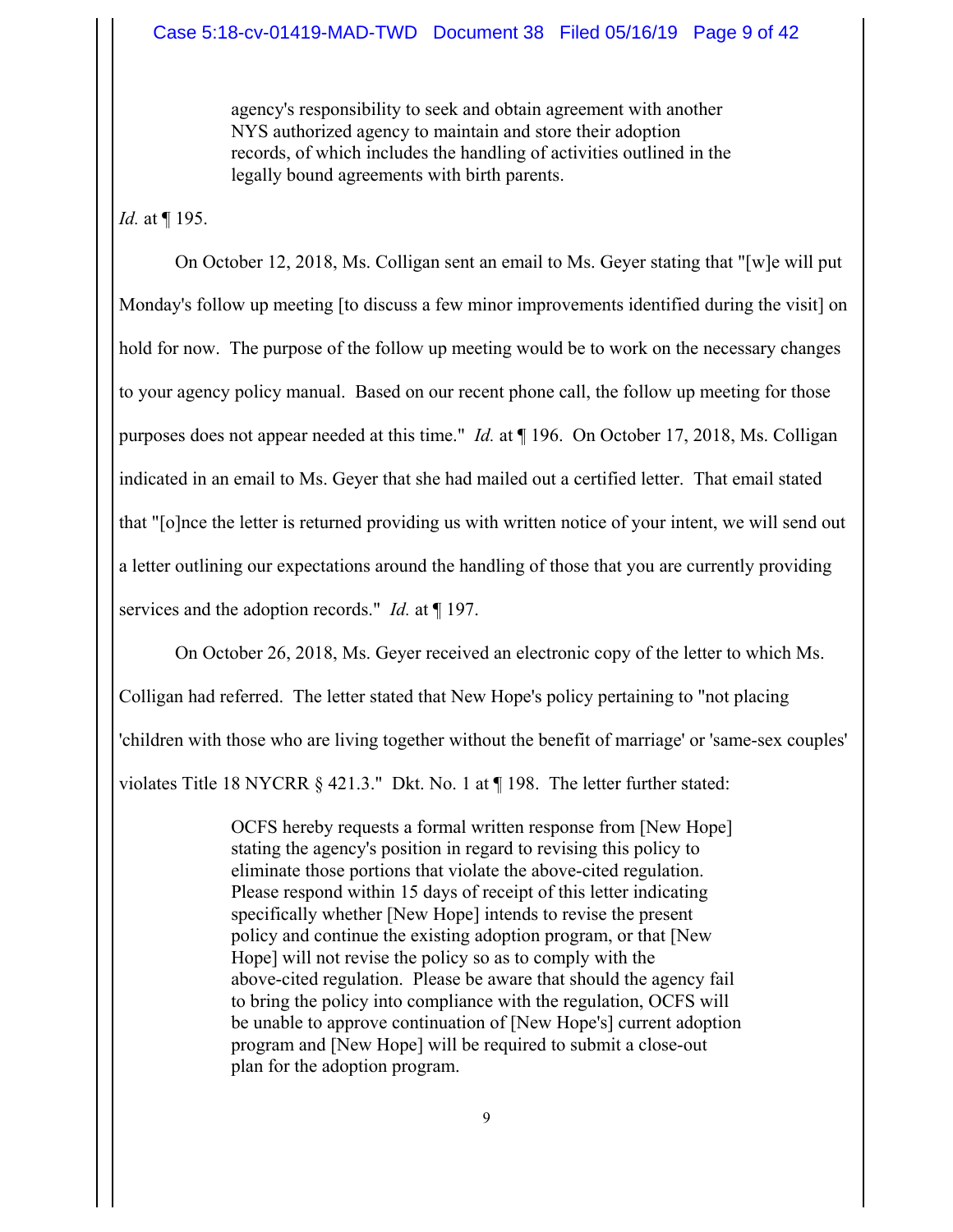> agency's responsibility to seek and obtain agreement with another NYS authorized agency to maintain and store their adoption records, of which includes the handling of activities outlined in the legally bound agreements with birth parents.

*Id.* at ¶ 195.

On October 12, 2018, Ms. Colligan sent an email to Ms. Geyer stating that "[w]e will put Monday's follow up meeting [to discuss a few minor improvements identified during the visit] on hold for now. The purpose of the follow up meeting would be to work on the necessary changes to your agency policy manual. Based on our recent phone call, the follow up meeting for those purposes does not appear needed at this time." *Id.* at ¶ 196. On October 17, 2018, Ms. Colligan indicated in an email to Ms. Geyer that she had mailed out a certified letter. That email stated that "[o]nce the letter is returned providing us with written notice of your intent, we will send out a letter outlining our expectations around the handling of those that you are currently providing services and the adoption records." *Id.* at ¶ 197.

On October 26, 2018, Ms. Geyer received an electronic copy of the letter to which Ms. Colligan had referred. The letter stated that New Hope's policy pertaining to "not placing 'children with those who are living together without the benefit of marriage' or 'same-sex couples' violates Title 18 NYCRR § 421.3." Dkt. No. 1 at ¶ 198. The letter further stated:

> OCFS hereby requests a formal written response from [New Hope] stating the agency's position in regard to revising this policy to eliminate those portions that violate the above-cited regulation. Please respond within 15 days of receipt of this letter indicating specifically whether [New Hope] intends to revise the present policy and continue the existing adoption program, or that [New Hope] will not revise the policy so as to comply with the above-cited regulation. Please be aware that should the agency fail to bring the policy into compliance with the regulation, OCFS will be unable to approve continuation of [New Hope's] current adoption program and [New Hope] will be required to submit a close-out plan for the adoption program.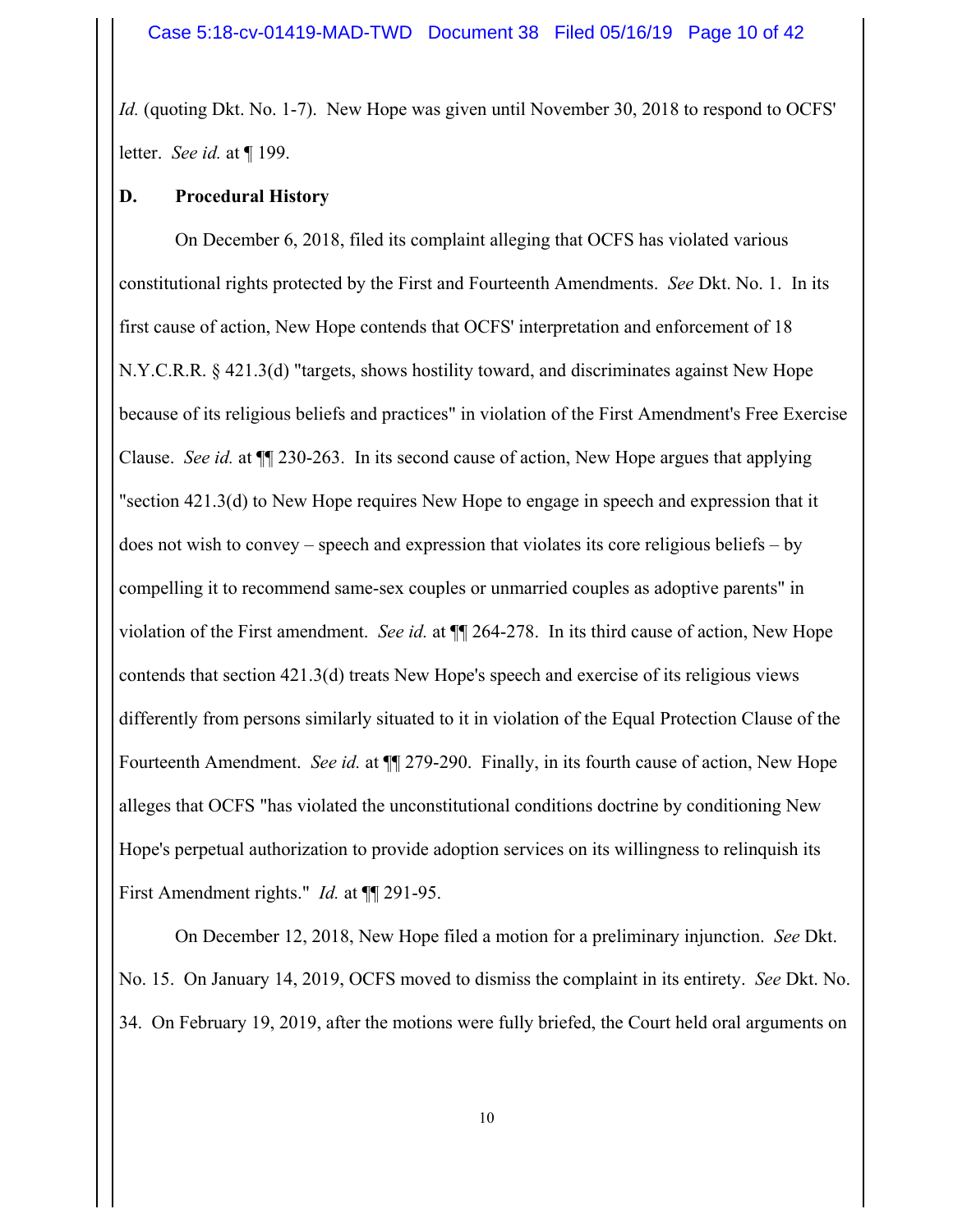*Id.* (quoting Dkt. No. 1-7). New Hope was given until November 30, 2018 to respond to OCFS' letter. *See id.* at ¶ 199.

### D. Procedural History

On December 6, 2018, filed its complaint alleging that OCFS has violated various constitutional rights protected by the First and Fourteenth Amendments. *See* Dkt. No. 1. In its first cause of action, New Hope contends that OCFS' interpretation and enforcement of 18 N.Y.C.R.R. § 421.3(d) "targets, shows hostility toward, and discriminates against New Hope because of its religious beliefs and practices" in violation of the First Amendment's Free Exercise Clause. *See id.* at ¶¶ 230-263. In its second cause of action, New Hope argues that applying "section 421.3(d) to New Hope requires New Hope to engage in speech and expression that it does not wish to convey – speech and expression that violates its core religious beliefs – by compelling it to recommend same-sex couples or unmarried couples as adoptive parents" in violation of the First amendment. *See id.* at ¶¶ 264-278. In its third cause of action, New Hope contends that section 421.3(d) treats New Hope's speech and exercise of its religious views differently from persons similarly situated to it in violation of the Equal Protection Clause of the Fourteenth Amendment. *See id.* at ¶¶ 279-290. Finally, in its fourth cause of action, New Hope alleges that OCFS "has violated the unconstitutional conditions doctrine by conditioning New Hope's perpetual authorization to provide adoption services on its willingness to relinquish its First Amendment rights." *Id.* at ¶¶ 291-95.

On December 12, 2018, New Hope filed a motion for a preliminary injunction. *See* Dkt. No. 15. On January 14, 2019, OCFS moved to dismiss the complaint in its entirety. *See* Dkt. No. 34. On February 19, 2019, after the motions were fully briefed, the Court held oral arguments on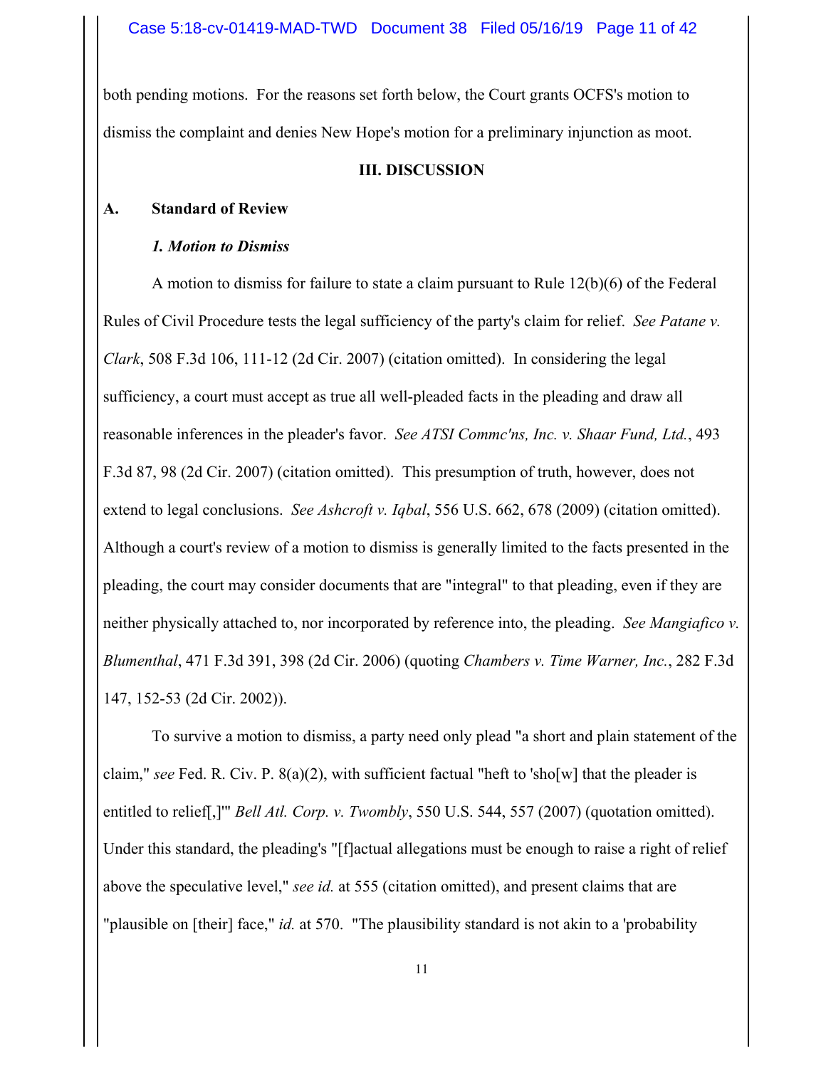both pending motions. For the reasons set forth below, the Court grants OCFS's motion to dismiss the complaint and denies New Hope's motion for a preliminary injunction as moot.

## III. DISCUSSION

### A. Standard of Review

#### *1. Motion to Dismiss*

A motion to dismiss for failure to state a claim pursuant to Rule 12(b)(6) of the Federal Rules of Civil Procedure tests the legal sufficiency of the party's claim for relief. *See Patane v. Clark*, 508 F.3d 106, 111-12 (2d Cir. 2007) (citation omitted). In considering the legal sufficiency, a court must accept as true all well-pleaded facts in the pleading and draw all reasonable inferences in the pleader's favor. *See ATSI Commc'ns, Inc. v. Shaar Fund, Ltd.*, 493 F.3d 87, 98 (2d Cir. 2007) (citation omitted). This presumption of truth, however, does not extend to legal conclusions. *See Ashcroft v. Iqbal*, 556 U.S. 662, 678 (2009) (citation omitted). Although a court's review of a motion to dismiss is generally limited to the facts presented in the pleading, the court may consider documents that are "integral" to that pleading, even if they are neither physically attached to, nor incorporated by reference into, the pleading. *See Mangiafico v. Blumenthal*, 471 F.3d 391, 398 (2d Cir. 2006) (quoting *Chambers v. Time Warner, Inc.*, 282 F.3d 147, 152-53 (2d Cir. 2002)).

To survive a motion to dismiss, a party need only plead "a short and plain statement of the claim," *see* Fed. R. Civ. P. 8(a)(2), with sufficient factual "heft to 'sho[w] that the pleader is entitled to relief[,]'" *Bell Atl. Corp. v. Twombly*, 550 U.S. 544, 557 (2007) (quotation omitted). Under this standard, the pleading's "[f]actual allegations must be enough to raise a right of relief above the speculative level," *see id.* at 555 (citation omitted), and present claims that are "plausible on [their] face," *id.* at 570. "The plausibility standard is not akin to a 'probability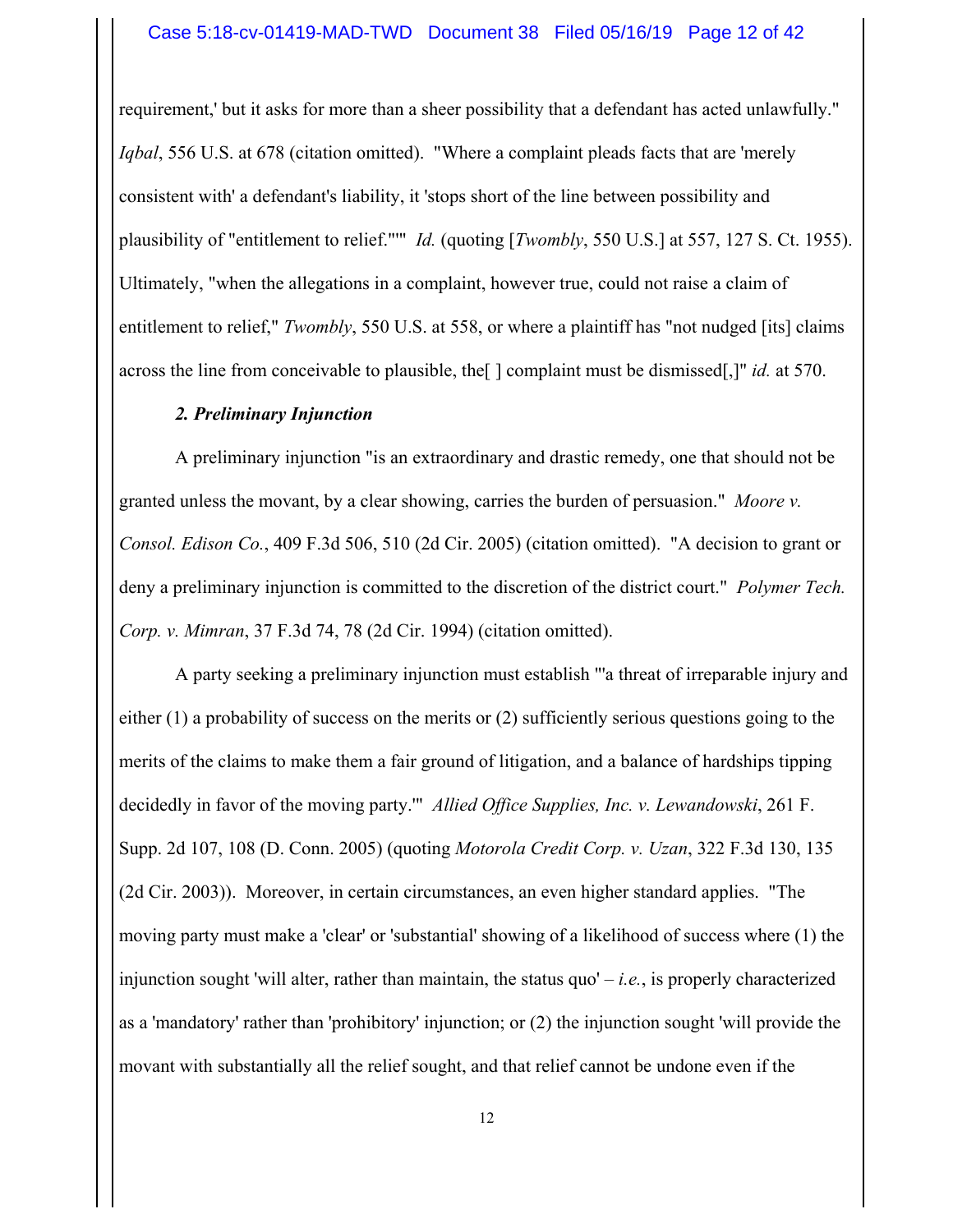requirement,' but it asks for more than a sheer possibility that a defendant has acted unlawfully." *Iqbal*, 556 U.S. at 678 (citation omitted). "Where a complaint pleads facts that are 'merely consistent with' a defendant's liability, it 'stops short of the line between possibility and plausibility of "entitlement to relief."'" *Id.* (quoting [*Twombly*, 550 U.S.] at 557, 127 S. Ct. 1955). Ultimately, "when the allegations in a complaint, however true, could not raise a claim of entitlement to relief," *Twombly*, 550 U.S. at 558, or where a plaintiff has "not nudged [its] claims across the line from conceivable to plausible, the[ ] complaint must be dismissed[,]" *id.* at 570.

***2. Preliminary Injunction***

A preliminary injunction "is an extraordinary and drastic remedy, one that should not be granted unless the movant, by a clear showing, carries the burden of persuasion." *Moore v. Consol. Edison Co.*, 409 F.3d 506, 510 (2d Cir. 2005) (citation omitted). "A decision to grant or deny a preliminary injunction is committed to the discretion of the district court." *Polymer Tech. Corp. v. Mimran*, 37 F.3d 74, 78 (2d Cir. 1994) (citation omitted).

A party seeking a preliminary injunction must establish "'a threat of irreparable injury and either (1) a probability of success on the merits or (2) sufficiently serious questions going to the merits of the claims to make them a fair ground of litigation, and a balance of hardships tipping decidedly in favor of the moving party.'" *Allied Office Supplies, Inc. v. Lewandowski*, 261 F. Supp. 2d 107, 108 (D. Conn. 2005) (quoting *Motorola Credit Corp. v. Uzan*, 322 F.3d 130, 135 (2d Cir. 2003)). Moreover, in certain circumstances, an even higher standard applies. "The moving party must make a 'clear' or 'substantial' showing of a likelihood of success where (1) the injunction sought 'will alter, rather than maintain, the status quo' – *i.e.*, is properly characterized as a 'mandatory' rather than 'prohibitory' injunction; or (2) the injunction sought 'will provide the movant with substantially all the relief sought, and that relief cannot be undone even if the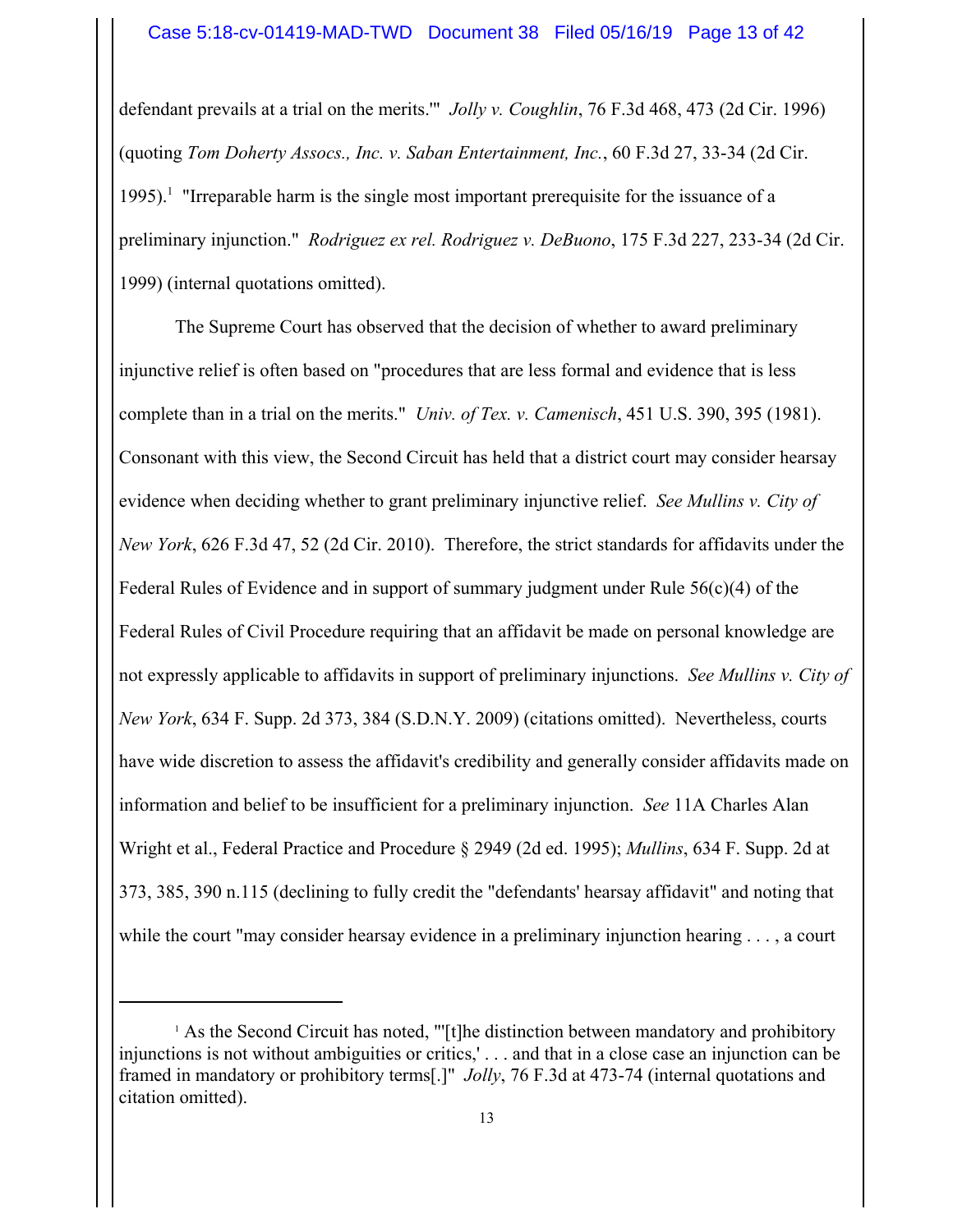defendant prevails at a trial on the merits.'" *Jolly v. Coughlin*, 76 F.3d 468, 473 (2d Cir. 1996) (quoting *Tom Doherty Assocs., Inc. v. Saban Entertainment, Inc.*, 60 F.3d 27, 33-34 (2d Cir. 1995).[1] "Irreparable harm is the single most important prerequisite for the issuance of a preliminary injunction." *Rodriguez ex rel. Rodriguez v. DeBuono*, 175 F.3d 227, 233-34 (2d Cir. 1999) (internal quotations omitted).

The Supreme Court has observed that the decision of whether to award preliminary injunctive relief is often based on "procedures that are less formal and evidence that is less complete than in a trial on the merits." *Univ. of Tex. v. Camenisch*, 451 U.S. 390, 395 (1981). Consonant with this view, the Second Circuit has held that a district court may consider hearsay evidence when deciding whether to grant preliminary injunctive relief. *See Mullins v. City of New York*, 626 F.3d 47, 52 (2d Cir. 2010). Therefore, the strict standards for affidavits under the Federal Rules of Evidence and in support of summary judgment under Rule 56(c)(4) of the Federal Rules of Civil Procedure requiring that an affidavit be made on personal knowledge are not expressly applicable to affidavits in support of preliminary injunctions. *See Mullins v. City of New York*, 634 F. Supp. 2d 373, 384 (S.D.N.Y. 2009) (citations omitted). Nevertheless, courts have wide discretion to assess the affidavit's credibility and generally consider affidavits made on information and belief to be insufficient for a preliminary injunction. *See* 11A Charles Alan Wright et al., Federal Practice and Procedure § 2949 (2d ed. 1995); *Mullins*, 634 F. Supp. 2d at 373, 385, 390 n.115 (declining to fully credit the "defendants' hearsay affidavit" and noting that while the court "may consider hearsay evidence in a preliminary injunction hearing . . . , a court

---

[1] As the Second Circuit has noted, "'[t]he distinction between mandatory and prohibitory injunctions is not without ambiguities or critics,' . . . and that in a close case an injunction can be framed in mandatory or prohibitory terms[.]" *Jolly*, 76 F.3d at 473-74 (internal quotations and citation omitted).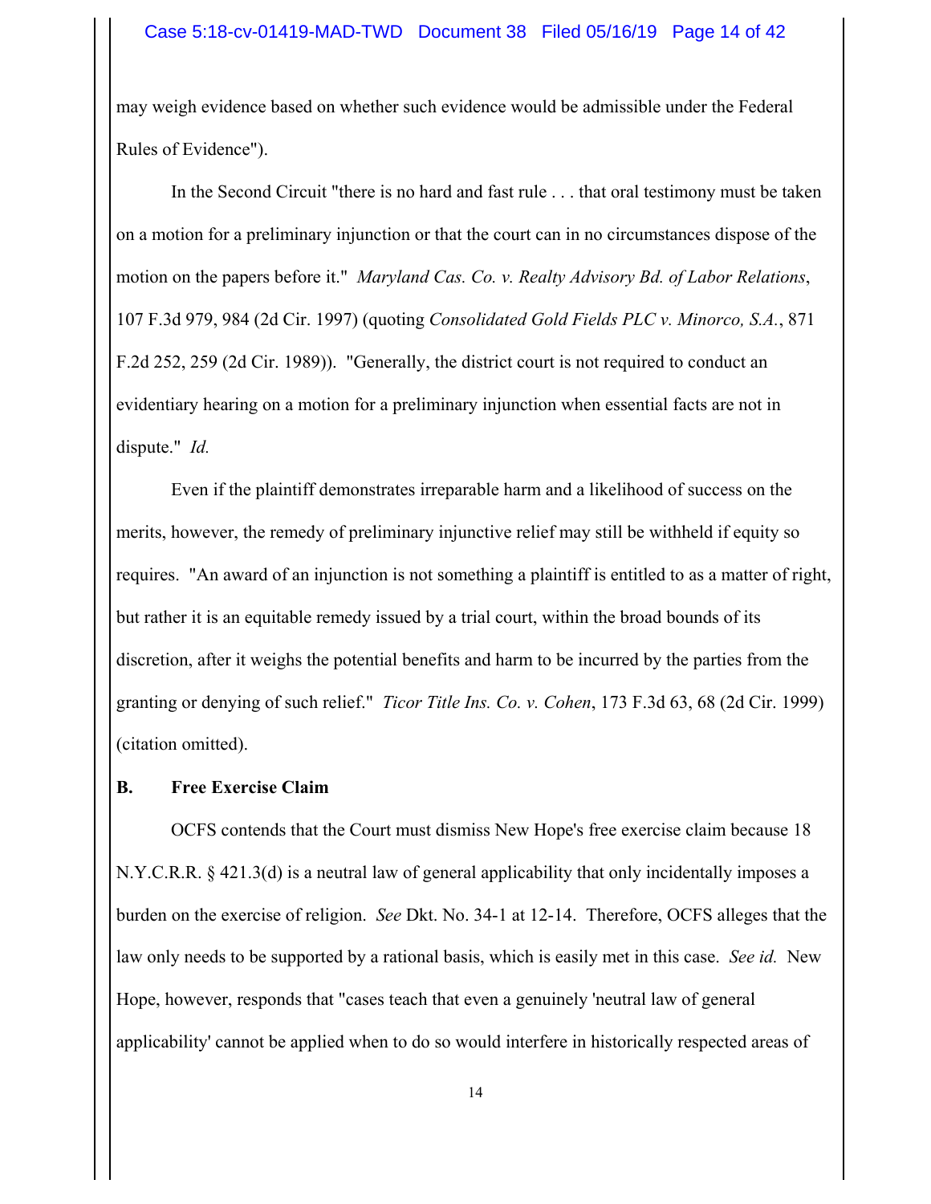may weigh evidence based on whether such evidence would be admissible under the Federal Rules of Evidence").

In the Second Circuit "there is no hard and fast rule . . . that oral testimony must be taken on a motion for a preliminary injunction or that the court can in no circumstances dispose of the motion on the papers before it." *Maryland Cas. Co. v. Realty Advisory Bd. of Labor Relations*, 107 F.3d 979, 984 (2d Cir. 1997) (quoting *Consolidated Gold Fields PLC v. Minorco, S.A.*, 871 F.2d 252, 259 (2d Cir. 1989)). "Generally, the district court is not required to conduct an evidentiary hearing on a motion for a preliminary injunction when essential facts are not in dispute." *Id.*

Even if the plaintiff demonstrates irreparable harm and a likelihood of success on the merits, however, the remedy of preliminary injunctive relief may still be withheld if equity so requires. "An award of an injunction is not something a plaintiff is entitled to as a matter of right, but rather it is an equitable remedy issued by a trial court, within the broad bounds of its discretion, after it weighs the potential benefits and harm to be incurred by the parties from the granting or denying of such relief." *Ticor Title Ins. Co. v. Cohen*, 173 F.3d 63, 68 (2d Cir. 1999) (citation omitted).

**B. Free Exercise Claim**

OCFS contends that the Court must dismiss New Hope's free exercise claim because 18 N.Y.C.R.R. § 421.3(d) is a neutral law of general applicability that only incidentally imposes a burden on the exercise of religion. *See* Dkt. No. 34-1 at 12-14. Therefore, OCFS alleges that the law only needs to be supported by a rational basis, which is easily met in this case. *See id.* New Hope, however, responds that "cases teach that even a genuinely 'neutral law of general applicability' cannot be applied when to do so would interfere in historically respected areas of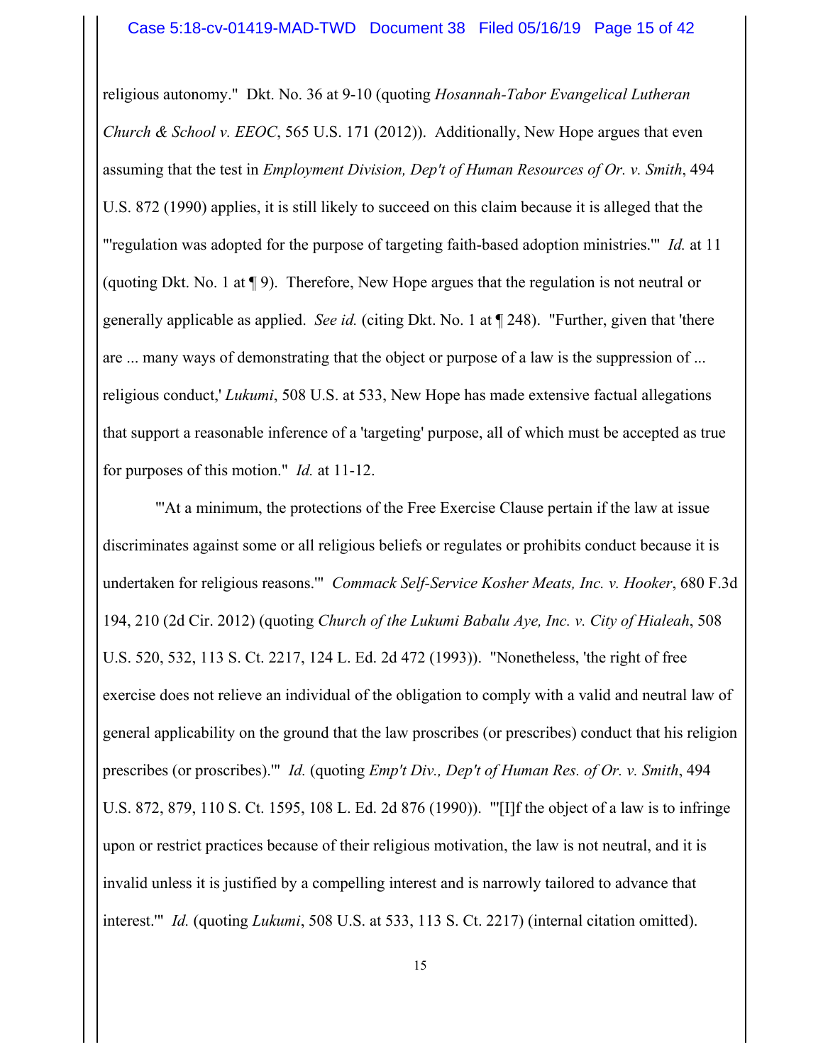religious autonomy." Dkt. No. 36 at 9-10 (quoting *Hosannah-Tabor Evangelical Lutheran Church & School v. EEOC*, 565 U.S. 171 (2012)). Additionally, New Hope argues that even assuming that the test in *Employment Division, Dep't of Human Resources of Or. v. Smith*, 494 U.S. 872 (1990) applies, it is still likely to succeed on this claim because it is alleged that the "'regulation was adopted for the purpose of targeting faith-based adoption ministries.'" *Id.* at 11 (quoting Dkt. No. 1 at ¶ 9). Therefore, New Hope argues that the regulation is not neutral or generally applicable as applied. *See id.* (citing Dkt. No. 1 at ¶ 248). "Further, given that 'there are ... many ways of demonstrating that the object or purpose of a law is the suppression of ... religious conduct,' *Lukumi*, 508 U.S. at 533, New Hope has made extensive factual allegations that support a reasonable inference of a 'targeting' purpose, all of which must be accepted as true for purposes of this motion." *Id.* at 11-12.

"'At a minimum, the protections of the Free Exercise Clause pertain if the law at issue discriminates against some or all religious beliefs or regulates or prohibits conduct because it is undertaken for religious reasons.'" *Commack Self-Service Kosher Meats, Inc. v. Hooker*, 680 F.3d 194, 210 (2d Cir. 2012) (quoting *Church of the Lukumi Babalu Aye, Inc. v. City of Hialeah*, 508 U.S. 520, 532, 113 S. Ct. 2217, 124 L. Ed. 2d 472 (1993)). "Nonetheless, 'the right of free exercise does not relieve an individual of the obligation to comply with a valid and neutral law of general applicability on the ground that the law proscribes (or prescribes) conduct that his religion prescribes (or proscribes).'" *Id.* (quoting *Emp't Div., Dep't of Human Res. of Or. v. Smith*, 494 U.S. 872, 879, 110 S. Ct. 1595, 108 L. Ed. 2d 876 (1990)). "'[I]f the object of a law is to infringe upon or restrict practices because of their religious motivation, the law is not neutral, and it is invalid unless it is justified by a compelling interest and is narrowly tailored to advance that interest.'" *Id.* (quoting *Lukumi*, 508 U.S. at 533, 113 S. Ct. 2217) (internal citation omitted).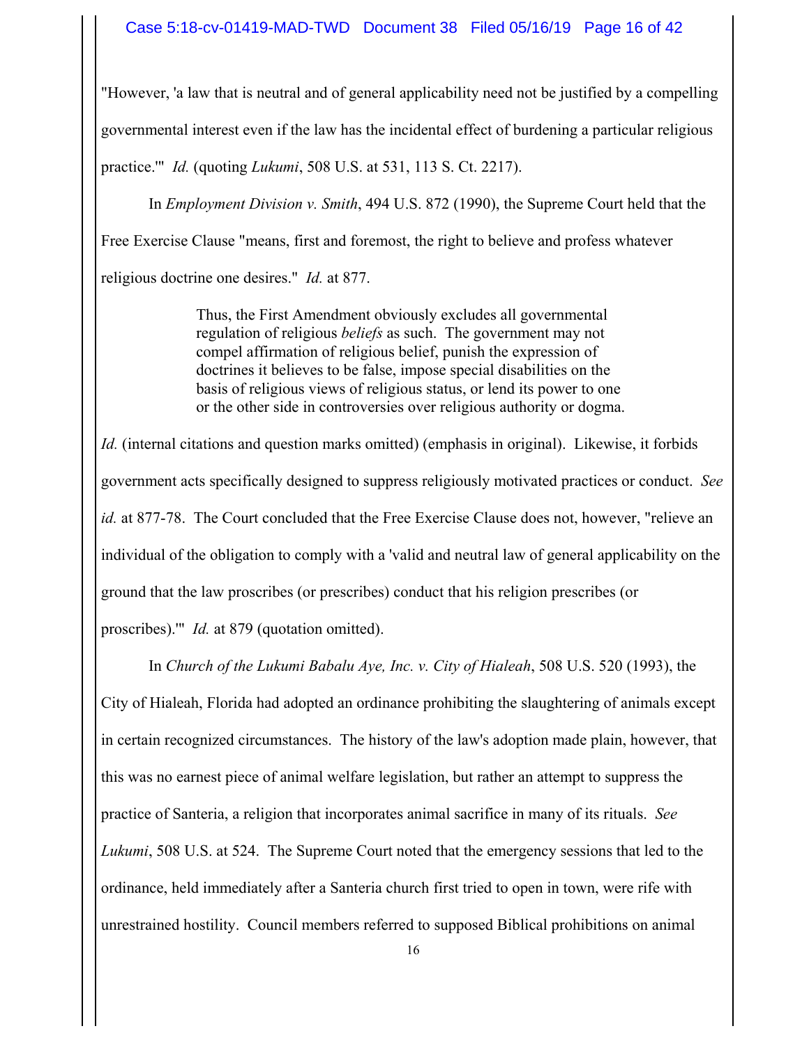"However, 'a law that is neutral and of general applicability need not be justified by a compelling governmental interest even if the law has the incidental effect of burdening a particular religious practice.'" *Id.* (quoting *Lukumi*, 508 U.S. at 531, 113 S. Ct. 2217).

In *Employment Division v. Smith*, 494 U.S. 872 (1990), the Supreme Court held that the Free Exercise Clause "means, first and foremost, the right to believe and profess whatever religious doctrine one desires." *Id.* at 877.

> Thus, the First Amendment obviously excludes all governmental regulation of religious *beliefs* as such. The government may not compel affirmation of religious belief, punish the expression of doctrines it believes to be false, impose special disabilities on the basis of religious views of religious status, or lend its power to one or the other side in controversies over religious authority or dogma.

*Id.* (internal citations and question marks omitted) (emphasis in original). Likewise, it forbids government acts specifically designed to suppress religiously motivated practices or conduct. *See id.* at 877-78. The Court concluded that the Free Exercise Clause does not, however, "relieve an individual of the obligation to comply with a 'valid and neutral law of general applicability on the ground that the law proscribes (or prescribes) conduct that his religion prescribes (or proscribes).'" *Id.* at 879 (quotation omitted).

In *Church of the Lukumi Babalu Aye, Inc. v. City of Hialeah*, 508 U.S. 520 (1993), the City of Hialeah, Florida had adopted an ordinance prohibiting the slaughtering of animals except in certain recognized circumstances. The history of the law's adoption made plain, however, that this was no earnest piece of animal welfare legislation, but rather an attempt to suppress the practice of Santeria, a religion that incorporates animal sacrifice in many of its rituals. *See Lukumi*, 508 U.S. at 524. The Supreme Court noted that the emergency sessions that led to the ordinance, held immediately after a Santeria church first tried to open in town, were rife with unrestrained hostility. Council members referred to supposed Biblical prohibitions on animal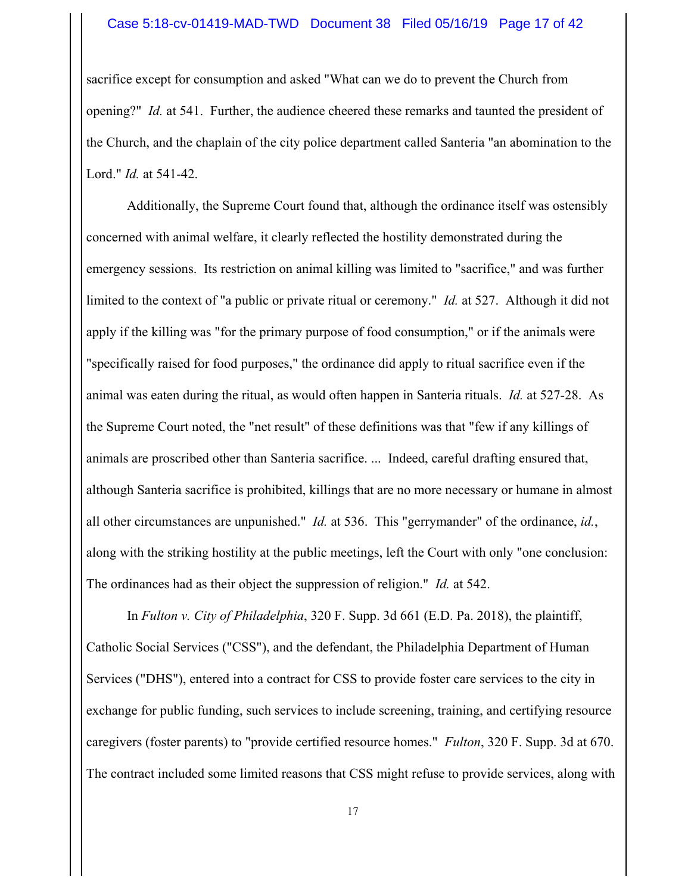sacrifice except for consumption and asked "What can we do to prevent the Church from opening?" *Id.* at 541. Further, the audience cheered these remarks and taunted the president of the Church, and the chaplain of the city police department called Santeria "an abomination to the Lord." *Id.* at 541-42.

Additionally, the Supreme Court found that, although the ordinance itself was ostensibly concerned with animal welfare, it clearly reflected the hostility demonstrated during the emergency sessions. Its restriction on animal killing was limited to "sacrifice," and was further limited to the context of "a public or private ritual or ceremony." *Id.* at 527. Although it did not apply if the killing was "for the primary purpose of food consumption," or if the animals were "specifically raised for food purposes," the ordinance did apply to ritual sacrifice even if the animal was eaten during the ritual, as would often happen in Santeria rituals. *Id.* at 527-28. As the Supreme Court noted, the "net result" of these definitions was that "few if any killings of animals are proscribed other than Santeria sacrifice. ... Indeed, careful drafting ensured that, although Santeria sacrifice is prohibited, killings that are no more necessary or humane in almost all other circumstances are unpunished." *Id.* at 536. This "gerrymander" of the ordinance, *id.*, along with the striking hostility at the public meetings, left the Court with only "one conclusion: The ordinances had as their object the suppression of religion." *Id.* at 542.

In *Fulton v. City of Philadelphia*, 320 F. Supp. 3d 661 (E.D. Pa. 2018), the plaintiff, Catholic Social Services ("CSS"), and the defendant, the Philadelphia Department of Human Services ("DHS"), entered into a contract for CSS to provide foster care services to the city in exchange for public funding, such services to include screening, training, and certifying resource caregivers (foster parents) to "provide certified resource homes." *Fulton*, 320 F. Supp. 3d at 670. The contract included some limited reasons that CSS might refuse to provide services, along with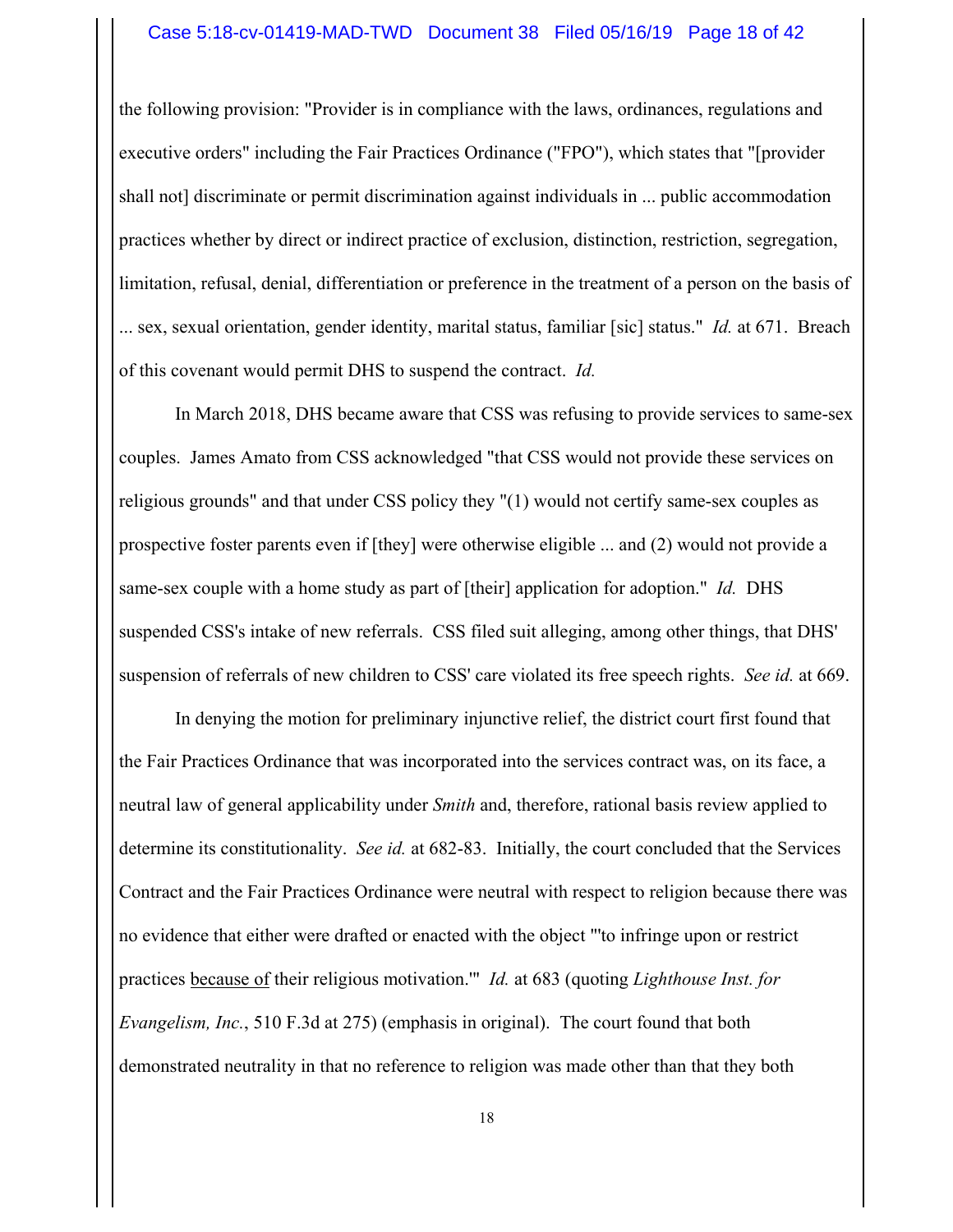the following provision: "Provider is in compliance with the laws, ordinances, regulations and executive orders" including the Fair Practices Ordinance ("FPO"), which states that "[provider shall not] discriminate or permit discrimination against individuals in ... public accommodation practices whether by direct or indirect practice of exclusion, distinction, restriction, segregation, limitation, refusal, denial, differentiation or preference in the treatment of a person on the basis of ... sex, sexual orientation, gender identity, marital status, familiar [sic] status." *Id.* at 671. Breach of this covenant would permit DHS to suspend the contract. *Id.*

In March 2018, DHS became aware that CSS was refusing to provide services to same-sex couples. James Amato from CSS acknowledged "that CSS would not provide these services on religious grounds" and that under CSS policy they "(1) would not certify same-sex couples as prospective foster parents even if [they] were otherwise eligible ... and (2) would not provide a same-sex couple with a home study as part of [their] application for adoption." *Id.* DHS suspended CSS's intake of new referrals. CSS filed suit alleging, among other things, that DHS' suspension of referrals of new children to CSS' care violated its free speech rights. *See id.* at 669.

In denying the motion for preliminary injunctive relief, the district court first found that the Fair Practices Ordinance that was incorporated into the services contract was, on its face, a neutral law of general applicability under *Smith* and, therefore, rational basis review applied to determine its constitutionality. *See id.* at 682-83. Initially, the court concluded that the Services Contract and the Fair Practices Ordinance were neutral with respect to religion because there was no evidence that either were drafted or enacted with the object "'to infringe upon or restrict practices <u>because of</u> their religious motivation.'" *Id.* at 683 (quoting *Lighthouse Inst. for Evangelism, Inc.*, 510 F.3d at 275) (emphasis in original). The court found that both demonstrated neutrality in that no reference to religion was made other than that they both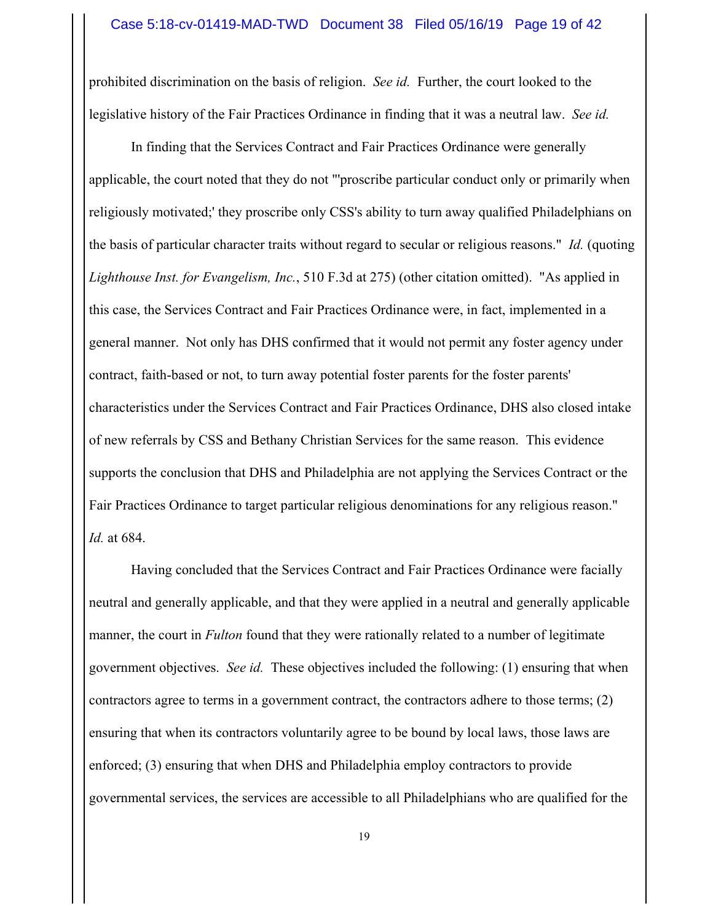prohibited discrimination on the basis of religion. *See id.* Further, the court looked to the legislative history of the Fair Practices Ordinance in finding that it was a neutral law. *See id.*

In finding that the Services Contract and Fair Practices Ordinance were generally applicable, the court noted that they do not "'proscribe particular conduct only or primarily when religiously motivated;' they proscribe only CSS's ability to turn away qualified Philadelphians on the basis of particular character traits without regard to secular or religious reasons." *Id.* (quoting *Lighthouse Inst. for Evangelism, Inc.*, 510 F.3d at 275) (other citation omitted). "As applied in this case, the Services Contract and Fair Practices Ordinance were, in fact, implemented in a general manner. Not only has DHS confirmed that it would not permit any foster agency under contract, faith-based or not, to turn away potential foster parents for the foster parents' characteristics under the Services Contract and Fair Practices Ordinance, DHS also closed intake of new referrals by CSS and Bethany Christian Services for the same reason. This evidence supports the conclusion that DHS and Philadelphia are not applying the Services Contract or the Fair Practices Ordinance to target particular religious denominations for any religious reason." *Id.* at 684.

Having concluded that the Services Contract and Fair Practices Ordinance were facially neutral and generally applicable, and that they were applied in a neutral and generally applicable manner, the court in *Fulton* found that they were rationally related to a number of legitimate government objectives. *See id.* These objectives included the following: (1) ensuring that when contractors agree to terms in a government contract, the contractors adhere to those terms; (2) ensuring that when its contractors voluntarily agree to be bound by local laws, those laws are enforced; (3) ensuring that when DHS and Philadelphia employ contractors to provide governmental services, the services are accessible to all Philadelphians who are qualified for the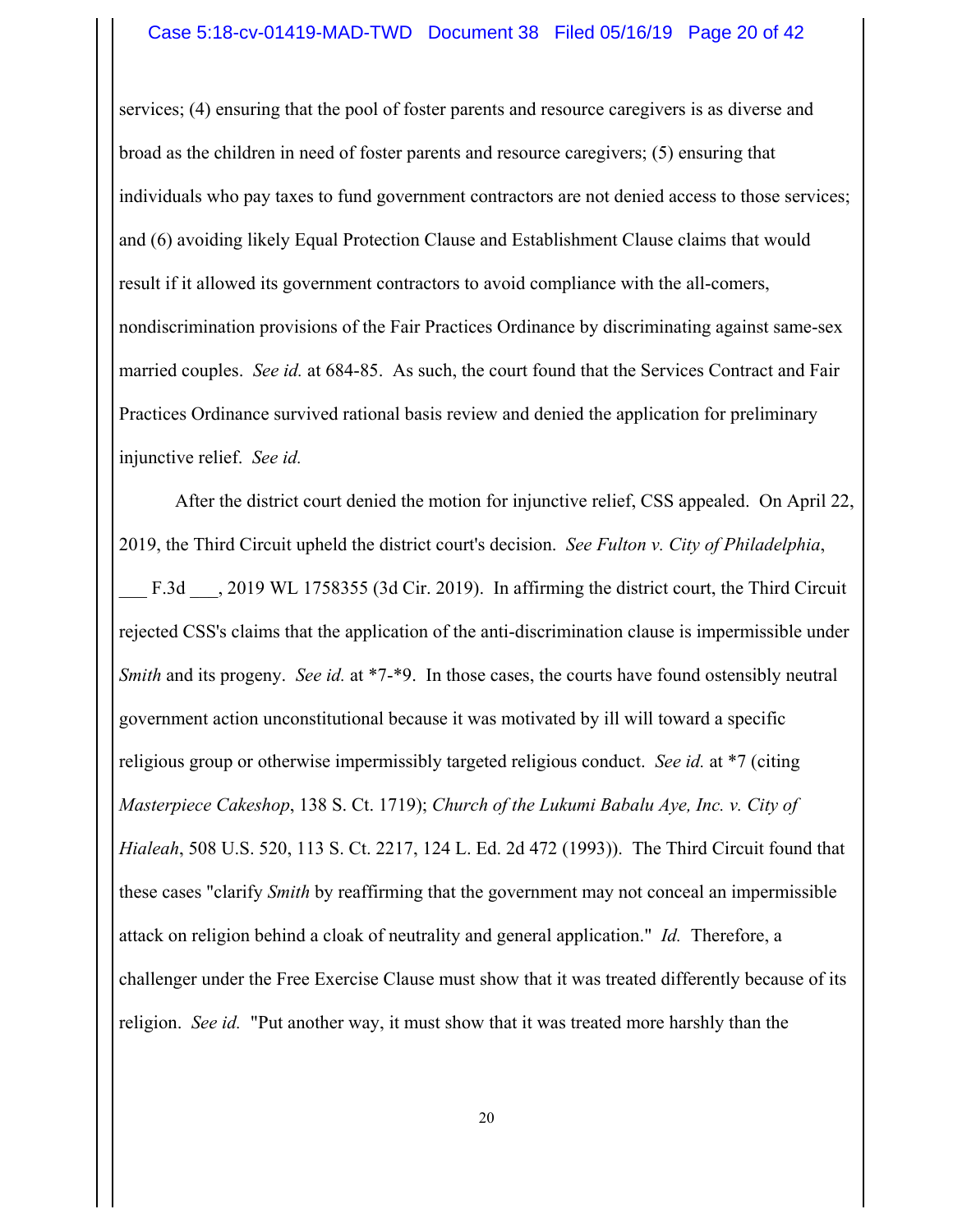services; (4) ensuring that the pool of foster parents and resource caregivers is as diverse and broad as the children in need of foster parents and resource caregivers; (5) ensuring that individuals who pay taxes to fund government contractors are not denied access to those services; and (6) avoiding likely Equal Protection Clause and Establishment Clause claims that would result if it allowed its government contractors to avoid compliance with the all-comers, nondiscrimination provisions of the Fair Practices Ordinance by discriminating against same-sex married couples. *See id.* at 684-85. As such, the court found that the Services Contract and Fair Practices Ordinance survived rational basis review and denied the application for preliminary injunctive relief. *See id.*

After the district court denied the motion for injunctive relief, CSS appealed. On April 22, 2019, the Third Circuit upheld the district court's decision. *See Fulton v. City of Philadelphia*, ___ F.3d ___, 2019 WL 1758355 (3d Cir. 2019). In affirming the district court, the Third Circuit rejected CSS's claims that the application of the anti-discrimination clause is impermissible under *Smith* and its progeny. *See id.* at *7-*9. In those cases, the courts have found ostensibly neutral government action unconstitutional because it was motivated by ill will toward a specific religious group or otherwise impermissibly targeted religious conduct. *See id.* at *7 (citing *Masterpiece Cakeshop*, 138 S. Ct. 1719); *Church of the Lukumi Babalu Aye, Inc. v. City of Hialeah*, 508 U.S. 520, 113 S. Ct. 2217, 124 L. Ed. 2d 472 (1993)). The Third Circuit found that these cases "clarify *Smith* by reaffirming that the government may not conceal an impermissible attack on religion behind a cloak of neutrality and general application." *Id.* Therefore, a challenger under the Free Exercise Clause must show that it was treated differently because of its religion. *See id.* "Put another way, it must show that it was treated more harshly than the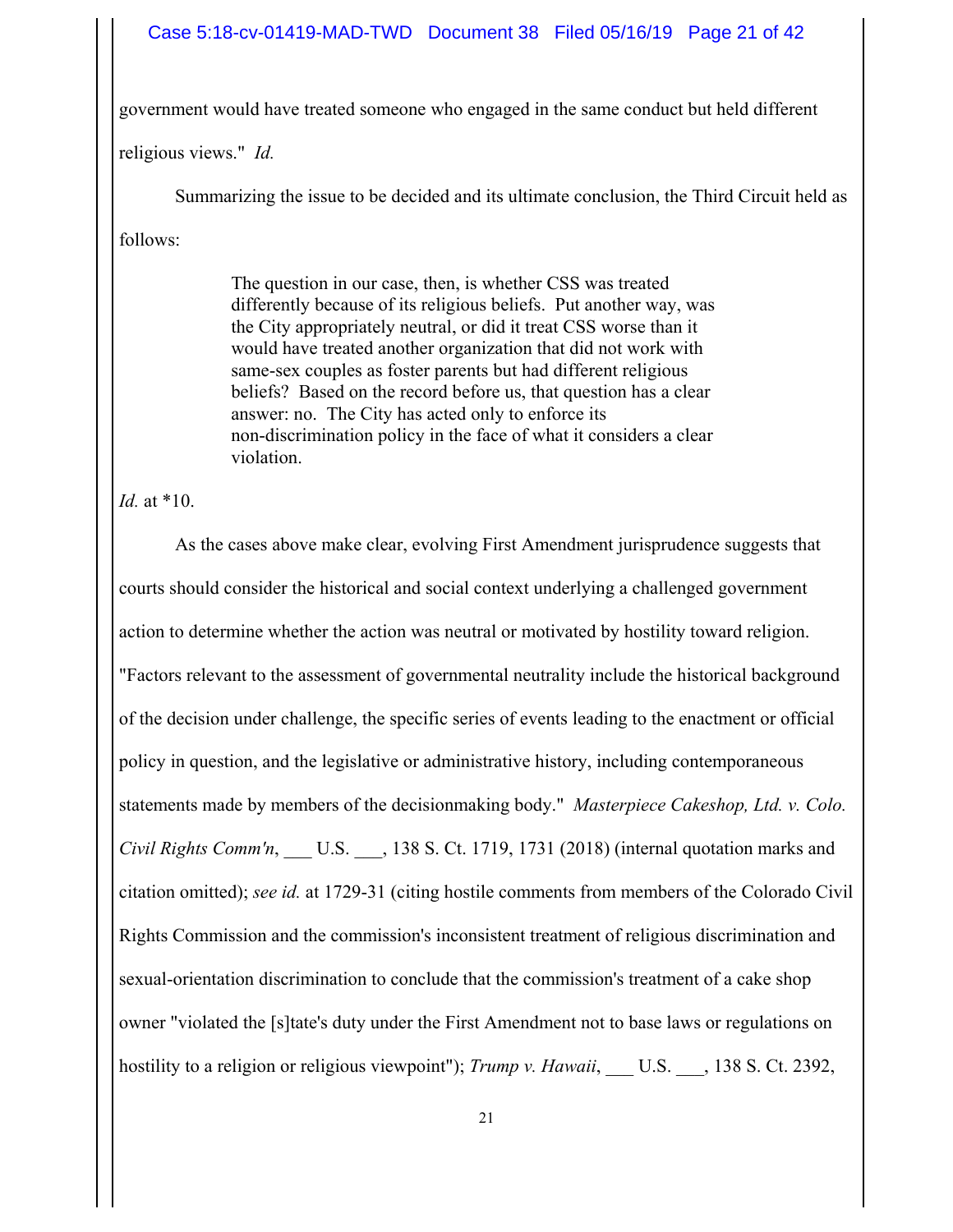government would have treated someone who engaged in the same conduct but held different religious views." *Id.*

Summarizing the issue to be decided and its ultimate conclusion, the Third Circuit held as follows:

> The question in our case, then, is whether CSS was treated differently because of its religious beliefs. Put another way, was the City appropriately neutral, or did it treat CSS worse than it would have treated another organization that did not work with same-sex couples as foster parents but had different religious beliefs? Based on the record before us, that question has a clear answer: no. The City has acted only to enforce its non-discrimination policy in the face of what it considers a clear violation.

*Id.* at *10.

As the cases above make clear, evolving First Amendment jurisprudence suggests that courts should consider the historical and social context underlying a challenged government action to determine whether the action was neutral or motivated by hostility toward religion. "Factors relevant to the assessment of governmental neutrality include the historical background of the decision under challenge, the specific series of events leading to the enactment or official policy in question, and the legislative or administrative history, including contemporaneous statements made by members of the decisionmaking body." *Masterpiece Cakeshop, Ltd. v. Colo. Civil Rights Comm'n*, ___ U.S. ___, 138 S. Ct. 1719, 1731 (2018) (internal quotation marks and citation omitted); *see id.* at 1729-31 (citing hostile comments from members of the Colorado Civil Rights Commission and the commission's inconsistent treatment of religious discrimination and sexual-orientation discrimination to conclude that the commission's treatment of a cake shop owner "violated the [s]tate's duty under the First Amendment not to base laws or regulations on hostility to a religion or religious viewpoint"); *Trump v. Hawaii*, ___ U.S. ___, 138 S. Ct. 2392,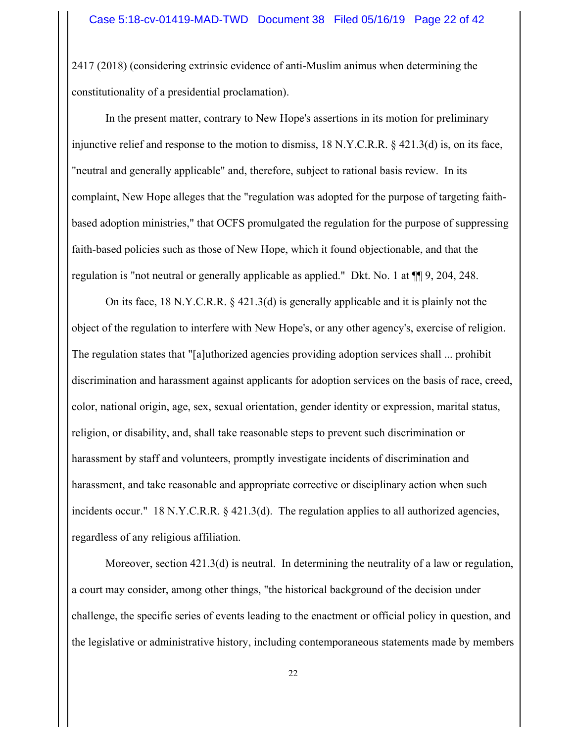2417 (2018) (considering extrinsic evidence of anti-Muslim animus when determining the constitutionality of a presidential proclamation).

In the present matter, contrary to New Hope's assertions in its motion for preliminary injunctive relief and response to the motion to dismiss, 18 N.Y.C.R.R. § 421.3(d) is, on its face, "neutral and generally applicable" and, therefore, subject to rational basis review. In its complaint, New Hope alleges that the "regulation was adopted for the purpose of targeting faith-based adoption ministries," that OCFS promulgated the regulation for the purpose of suppressing faith-based policies such as those of New Hope, which it found objectionable, and that the regulation is "not neutral or generally applicable as applied." Dkt. No. 1 at ¶¶ 9, 204, 248.

On its face, 18 N.Y.C.R.R. § 421.3(d) is generally applicable and it is plainly not the object of the regulation to interfere with New Hope's, or any other agency's, exercise of religion. The regulation states that "[a]uthorized agencies providing adoption services shall ... prohibit discrimination and harassment against applicants for adoption services on the basis of race, creed, color, national origin, age, sex, sexual orientation, gender identity or expression, marital status, religion, or disability, and, shall take reasonable steps to prevent such discrimination or harassment by staff and volunteers, promptly investigate incidents of discrimination and harassment, and take reasonable and appropriate corrective or disciplinary action when such incidents occur." 18 N.Y.C.R.R. § 421.3(d). The regulation applies to all authorized agencies, regardless of any religious affiliation.

Moreover, section 421.3(d) is neutral. In determining the neutrality of a law or regulation, a court may consider, among other things, "the historical background of the decision under challenge, the specific series of events leading to the enactment or official policy in question, and the legislative or administrative history, including contemporaneous statements made by members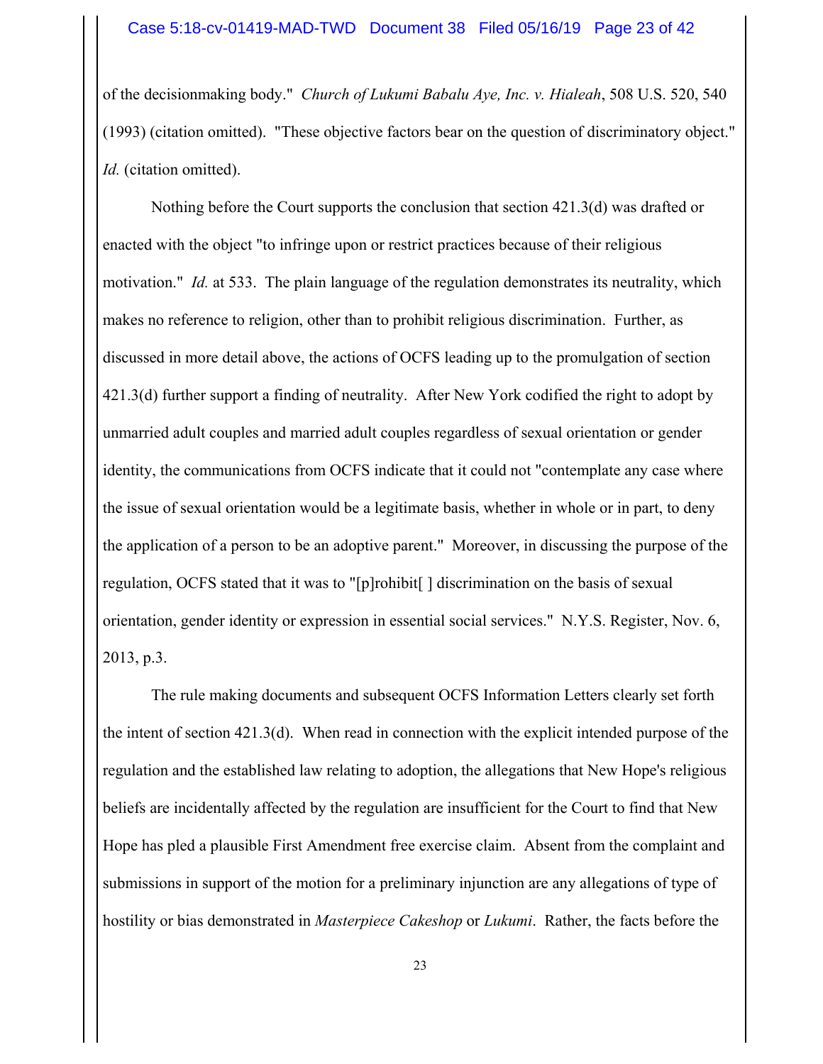of the decisionmaking body." *Church of Lukumi Babalu Aye, Inc. v. Hialeah*, 508 U.S. 520, 540 (1993) (citation omitted). "These objective factors bear on the question of discriminatory object." *Id.* (citation omitted).

Nothing before the Court supports the conclusion that section 421.3(d) was drafted or enacted with the object "to infringe upon or restrict practices because of their religious motivation." *Id.* at 533. The plain language of the regulation demonstrates its neutrality, which makes no reference to religion, other than to prohibit religious discrimination. Further, as discussed in more detail above, the actions of OCFS leading up to the promulgation of section 421.3(d) further support a finding of neutrality. After New York codified the right to adopt by unmarried adult couples and married adult couples regardless of sexual orientation or gender identity, the communications from OCFS indicate that it could not "contemplate any case where the issue of sexual orientation would be a legitimate basis, whether in whole or in part, to deny the application of a person to be an adoptive parent." Moreover, in discussing the purpose of the regulation, OCFS stated that it was to "[p]rohibit[ ] discrimination on the basis of sexual orientation, gender identity or expression in essential social services." N.Y.S. Register, Nov. 6, 2013, p.3.

The rule making documents and subsequent OCFS Information Letters clearly set forth the intent of section 421.3(d). When read in connection with the explicit intended purpose of the regulation and the established law relating to adoption, the allegations that New Hope's religious beliefs are incidentally affected by the regulation are insufficient for the Court to find that New Hope has pled a plausible First Amendment free exercise claim. Absent from the complaint and submissions in support of the motion for a preliminary injunction are any allegations of type of hostility or bias demonstrated in *Masterpiece Cakeshop* or *Lukumi*. Rather, the facts before the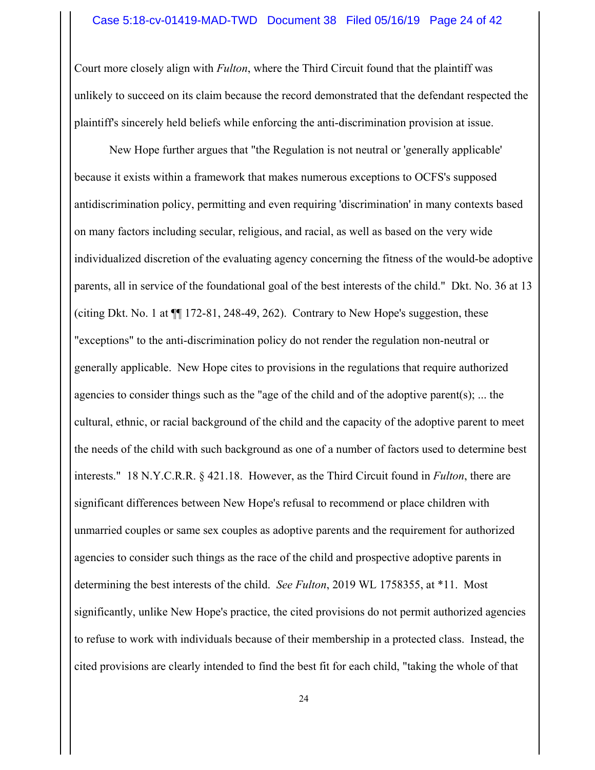Court more closely align with *Fulton*, where the Third Circuit found that the plaintiff was unlikely to succeed on its claim because the record demonstrated that the defendant respected the plaintiff's sincerely held beliefs while enforcing the anti-discrimination provision at issue.

New Hope further argues that "the Regulation is not neutral or 'generally applicable' because it exists within a framework that makes numerous exceptions to OCFS's supposed antidiscrimination policy, permitting and even requiring 'discrimination' in many contexts based on many factors including secular, religious, and racial, as well as based on the very wide individualized discretion of the evaluating agency concerning the fitness of the would-be adoptive parents, all in service of the foundational goal of the best interests of the child." Dkt. No. 36 at 13 (citing Dkt. No. 1 at ¶¶ 172-81, 248-49, 262). Contrary to New Hope's suggestion, these "exceptions" to the anti-discrimination policy do not render the regulation non-neutral or generally applicable. New Hope cites to provisions in the regulations that require authorized agencies to consider things such as the "age of the child and of the adoptive parent(s); ... the cultural, ethnic, or racial background of the child and the capacity of the adoptive parent to meet the needs of the child with such background as one of a number of factors used to determine best interests." 18 N.Y.C.R.R. § 421.18. However, as the Third Circuit found in *Fulton*, there are significant differences between New Hope's refusal to recommend or place children with unmarried couples or same sex couples as adoptive parents and the requirement for authorized agencies to consider such things as the race of the child and prospective adoptive parents in determining the best interests of the child. *See Fulton*, 2019 WL 1758355, at *11. Most significantly, unlike New Hope's practice, the cited provisions do not permit authorized agencies to refuse to work with individuals because of their membership in a protected class. Instead, the cited provisions are clearly intended to find the best fit for each child, "taking the whole of that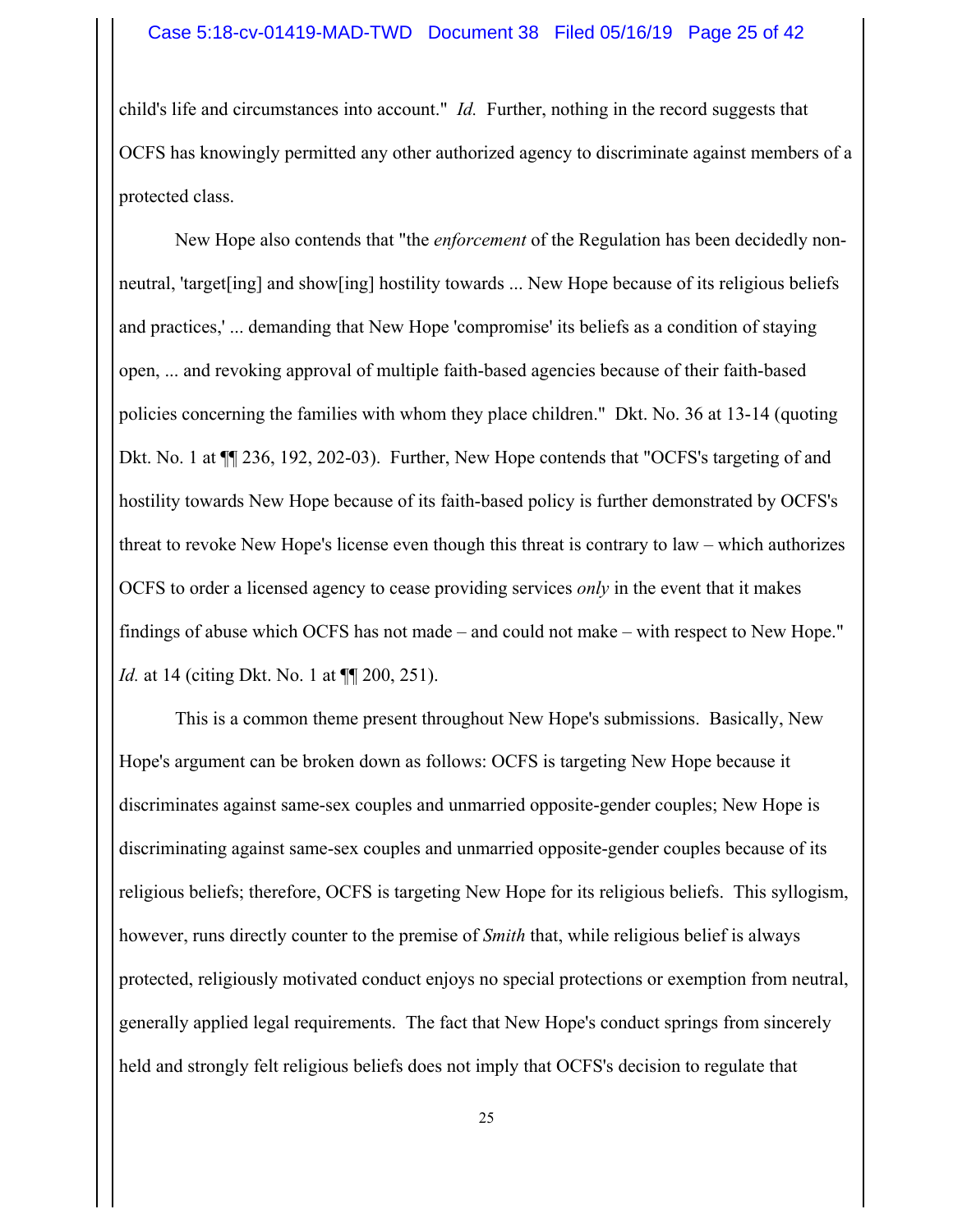child's life and circumstances into account." *Id.* Further, nothing in the record suggests that OCFS has knowingly permitted any other authorized agency to discriminate against members of a protected class.

New Hope also contends that "the *enforcement* of the Regulation has been decidedly non-neutral, 'target[ing] and show[ing] hostility towards ... New Hope because of its religious beliefs and practices,' ... demanding that New Hope 'compromise' its beliefs as a condition of staying open, ... and revoking approval of multiple faith-based agencies because of their faith-based policies concerning the families with whom they place children." Dkt. No. 36 at 13-14 (quoting Dkt. No. 1 at ¶¶ 236, 192, 202-03). Further, New Hope contends that "OCFS's targeting of and hostility towards New Hope because of its faith-based policy is further demonstrated by OCFS's threat to revoke New Hope's license even though this threat is contrary to law – which authorizes OCFS to order a licensed agency to cease providing services *only* in the event that it makes findings of abuse which OCFS has not made – and could not make – with respect to New Hope." *Id.* at 14 (citing Dkt. No. 1 at ¶¶ 200, 251).

This is a common theme present throughout New Hope's submissions. Basically, New Hope's argument can be broken down as follows: OCFS is targeting New Hope because it discriminates against same-sex couples and unmarried opposite-gender couples; New Hope is discriminating against same-sex couples and unmarried opposite-gender couples because of its religious beliefs; therefore, OCFS is targeting New Hope for its religious beliefs. This syllogism, however, runs directly counter to the premise of *Smith* that, while religious belief is always protected, religiously motivated conduct enjoys no special protections or exemption from neutral, generally applied legal requirements. The fact that New Hope's conduct springs from sincerely held and strongly felt religious beliefs does not imply that OCFS's decision to regulate that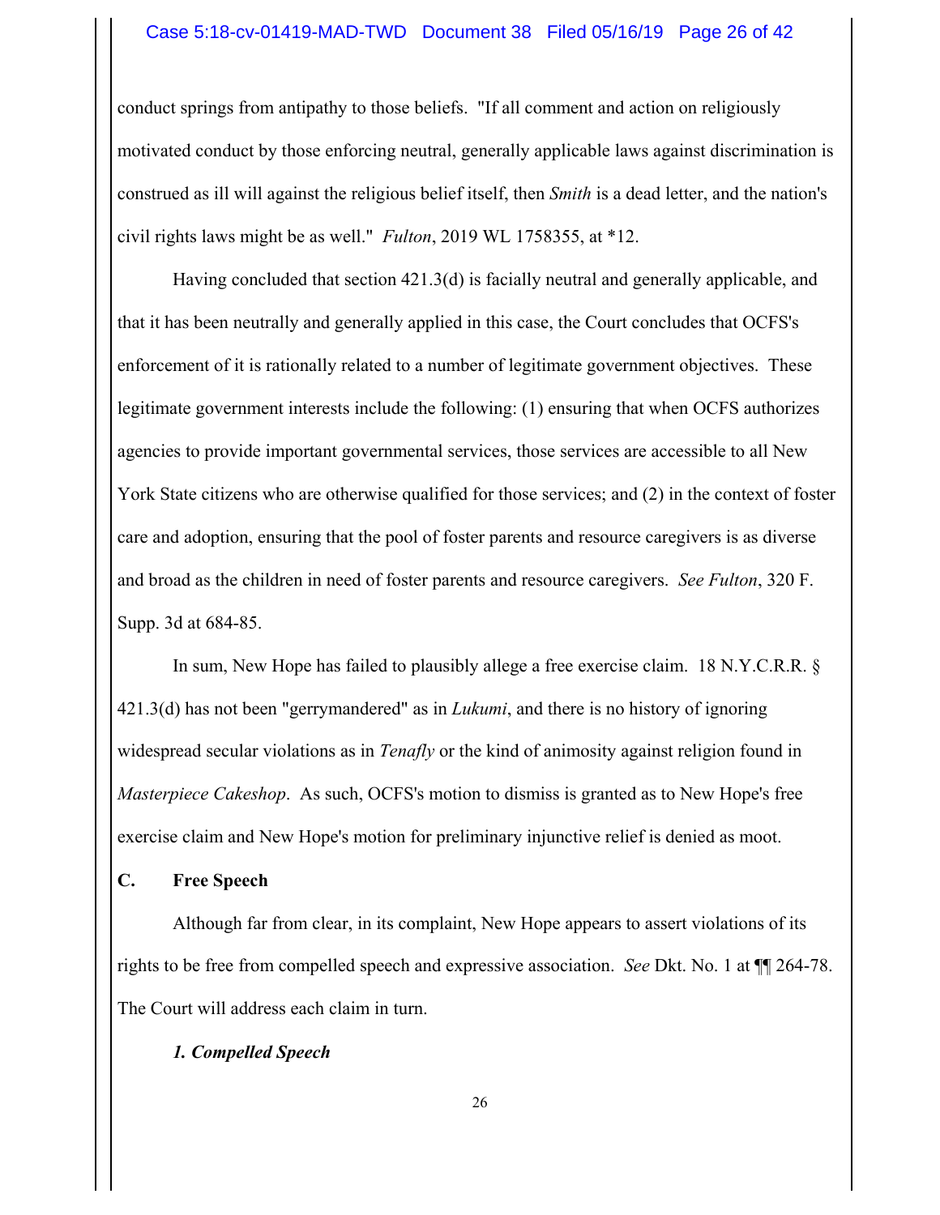conduct springs from antipathy to those beliefs. "If all comment and action on religiously motivated conduct by those enforcing neutral, generally applicable laws against discrimination is construed as ill will against the religious belief itself, then *Smith* is a dead letter, and the nation's civil rights laws might be as well." *Fulton*, 2019 WL 1758355, at *12.

Having concluded that section 421.3(d) is facially neutral and generally applicable, and that it has been neutrally and generally applied in this case, the Court concludes that OCFS's enforcement of it is rationally related to a number of legitimate government objectives. These legitimate government interests include the following: (1) ensuring that when OCFS authorizes agencies to provide important governmental services, those services are accessible to all New York State citizens who are otherwise qualified for those services; and (2) in the context of foster care and adoption, ensuring that the pool of foster parents and resource caregivers is as diverse and broad as the children in need of foster parents and resource caregivers. *See Fulton*, 320 F. Supp. 3d at 684-85.

In sum, New Hope has failed to plausibly allege a free exercise claim. 18 N.Y.C.R.R. § 421.3(d) has not been "gerrymandered" as in *Lukumi*, and there is no history of ignoring widespread secular violations as in *Tenafly* or the kind of animosity against religion found in *Masterpiece Cakeshop*. As such, OCFS's motion to dismiss is granted as to New Hope's free exercise claim and New Hope's motion for preliminary injunctive relief is denied as moot.

## C. Free Speech

Although far from clear, in its complaint, New Hope appears to assert violations of its rights to be free from compelled speech and expressive association. *See* Dkt. No. 1 at ¶¶ 264-78. The Court will address each claim in turn.

### *1. Compelled Speech*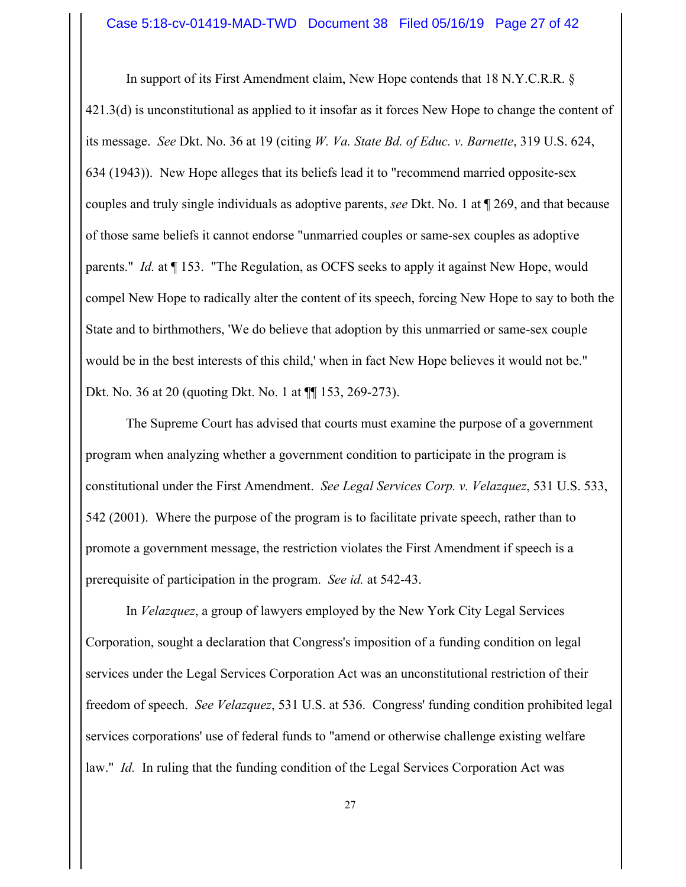In support of its First Amendment claim, New Hope contends that 18 N.Y.C.R.R. § 421.3(d) is unconstitutional as applied to it insofar as it forces New Hope to change the content of its message. *See* Dkt. No. 36 at 19 (citing *W. Va. State Bd. of Educ. v. Barnette*, 319 U.S. 624, 634 (1943)). New Hope alleges that its beliefs lead it to "recommend married opposite-sex couples and truly single individuals as adoptive parents, *see* Dkt. No. 1 at ¶ 269, and that because of those same beliefs it cannot endorse "unmarried couples or same-sex couples as adoptive parents." *Id.* at ¶ 153. "The Regulation, as OCFS seeks to apply it against New Hope, would compel New Hope to radically alter the content of its speech, forcing New Hope to say to both the State and to birthmothers, 'We do believe that adoption by this unmarried or same-sex couple would be in the best interests of this child,' when in fact New Hope believes it would not be." Dkt. No. 36 at 20 (quoting Dkt. No. 1 at ¶¶ 153, 269-273).

The Supreme Court has advised that courts must examine the purpose of a government program when analyzing whether a government condition to participate in the program is constitutional under the First Amendment. *See Legal Services Corp. v. Velazquez*, 531 U.S. 533, 542 (2001). Where the purpose of the program is to facilitate private speech, rather than to promote a government message, the restriction violates the First Amendment if speech is a prerequisite of participation in the program. *See id.* at 542-43.

In *Velazquez*, a group of lawyers employed by the New York City Legal Services Corporation, sought a declaration that Congress's imposition of a funding condition on legal services under the Legal Services Corporation Act was an unconstitutional restriction of their freedom of speech. *See Velazquez*, 531 U.S. at 536. Congress' funding condition prohibited legal services corporations' use of federal funds to "amend or otherwise challenge existing welfare law." *Id.* In ruling that the funding condition of the Legal Services Corporation Act was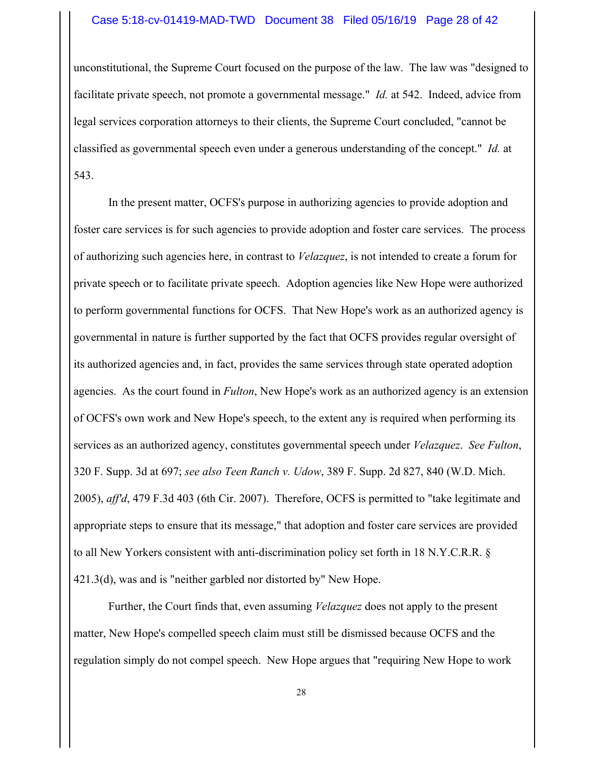unconstitutional, the Supreme Court focused on the purpose of the law. The law was "designed to facilitate private speech, not promote a governmental message." *Id.* at 542. Indeed, advice from legal services corporation attorneys to their clients, the Supreme Court concluded, "cannot be classified as governmental speech even under a generous understanding of the concept." *Id.* at 543.

In the present matter, OCFS's purpose in authorizing agencies to provide adoption and foster care services is for such agencies to provide adoption and foster care services. The process of authorizing such agencies here, in contrast to *Velazquez*, is not intended to create a forum for private speech or to facilitate private speech. Adoption agencies like New Hope were authorized to perform governmental functions for OCFS. That New Hope's work as an authorized agency is governmental in nature is further supported by the fact that OCFS provides regular oversight of its authorized agencies and, in fact, provides the same services through state operated adoption agencies. As the court found in *Fulton*, New Hope's work as an authorized agency is an extension of OCFS's own work and New Hope's speech, to the extent any is required when performing its services as an authorized agency, constitutes governmental speech under *Velazquez*. *See Fulton*, 320 F. Supp. 3d at 697; *see also Teen Ranch v. Udow*, 389 F. Supp. 2d 827, 840 (W.D. Mich. 2005), *aff'd*, 479 F.3d 403 (6th Cir. 2007). Therefore, OCFS is permitted to "take legitimate and appropriate steps to ensure that its message," that adoption and foster care services are provided to all New Yorkers consistent with anti-discrimination policy set forth in 18 N.Y.C.R.R. § 421.3(d), was and is "neither garbled nor distorted by" New Hope.

Further, the Court finds that, even assuming *Velazquez* does not apply to the present matter, New Hope's compelled speech claim must still be dismissed because OCFS and the regulation simply do not compel speech. New Hope argues that "requiring New Hope to work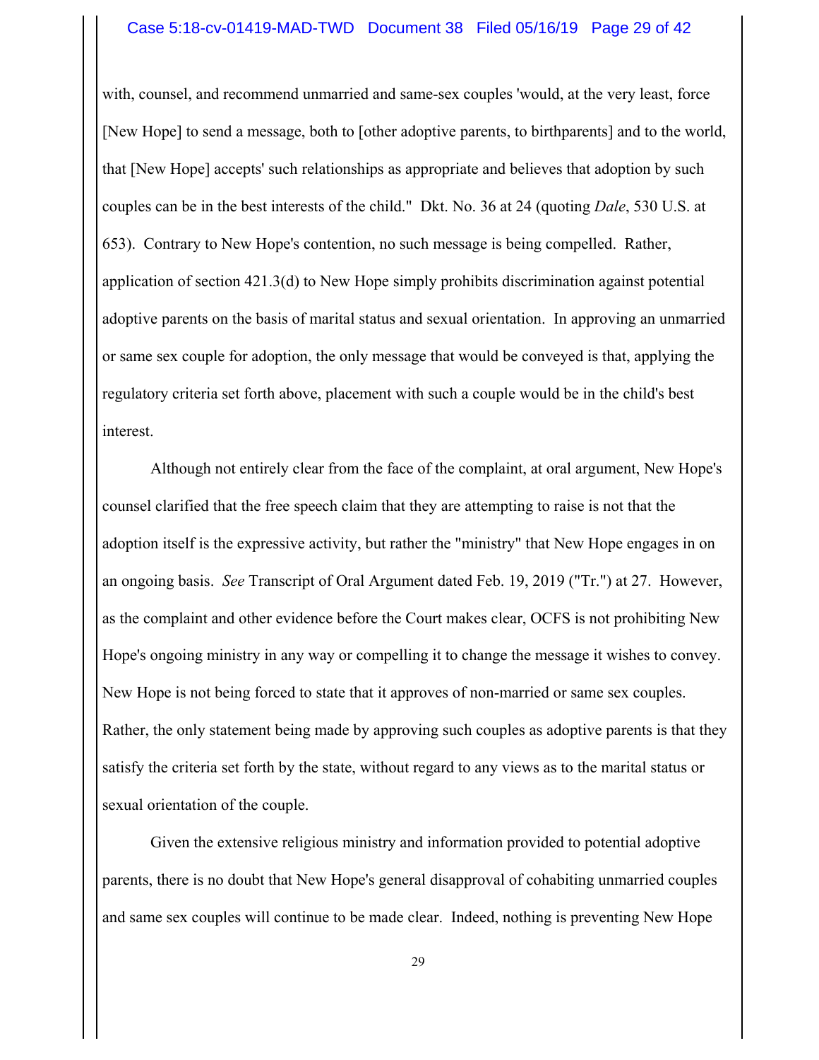with, counsel, and recommend unmarried and same-sex couples 'would, at the very least, force [New Hope] to send a message, both to [other adoptive parents, to birthparents] and to the world, that [New Hope] accepts' such relationships as appropriate and believes that adoption by such couples can be in the best interests of the child." Dkt. No. 36 at 24 (quoting *Dale*, 530 U.S. at 653). Contrary to New Hope's contention, no such message is being compelled. Rather, application of section 421.3(d) to New Hope simply prohibits discrimination against potential adoptive parents on the basis of marital status and sexual orientation. In approving an unmarried or same sex couple for adoption, the only message that would be conveyed is that, applying the regulatory criteria set forth above, placement with such a couple would be in the child's best interest.

Although not entirely clear from the face of the complaint, at oral argument, New Hope's counsel clarified that the free speech claim that they are attempting to raise is not that the adoption itself is the expressive activity, but rather the "ministry" that New Hope engages in on an ongoing basis. *See* Transcript of Oral Argument dated Feb. 19, 2019 ("Tr.") at 27. However, as the complaint and other evidence before the Court makes clear, OCFS is not prohibiting New Hope's ongoing ministry in any way or compelling it to change the message it wishes to convey. New Hope is not being forced to state that it approves of non-married or same sex couples. Rather, the only statement being made by approving such couples as adoptive parents is that they satisfy the criteria set forth by the state, without regard to any views as to the marital status or sexual orientation of the couple.

Given the extensive religious ministry and information provided to potential adoptive parents, there is no doubt that New Hope's general disapproval of cohabiting unmarried couples and same sex couples will continue to be made clear. Indeed, nothing is preventing New Hope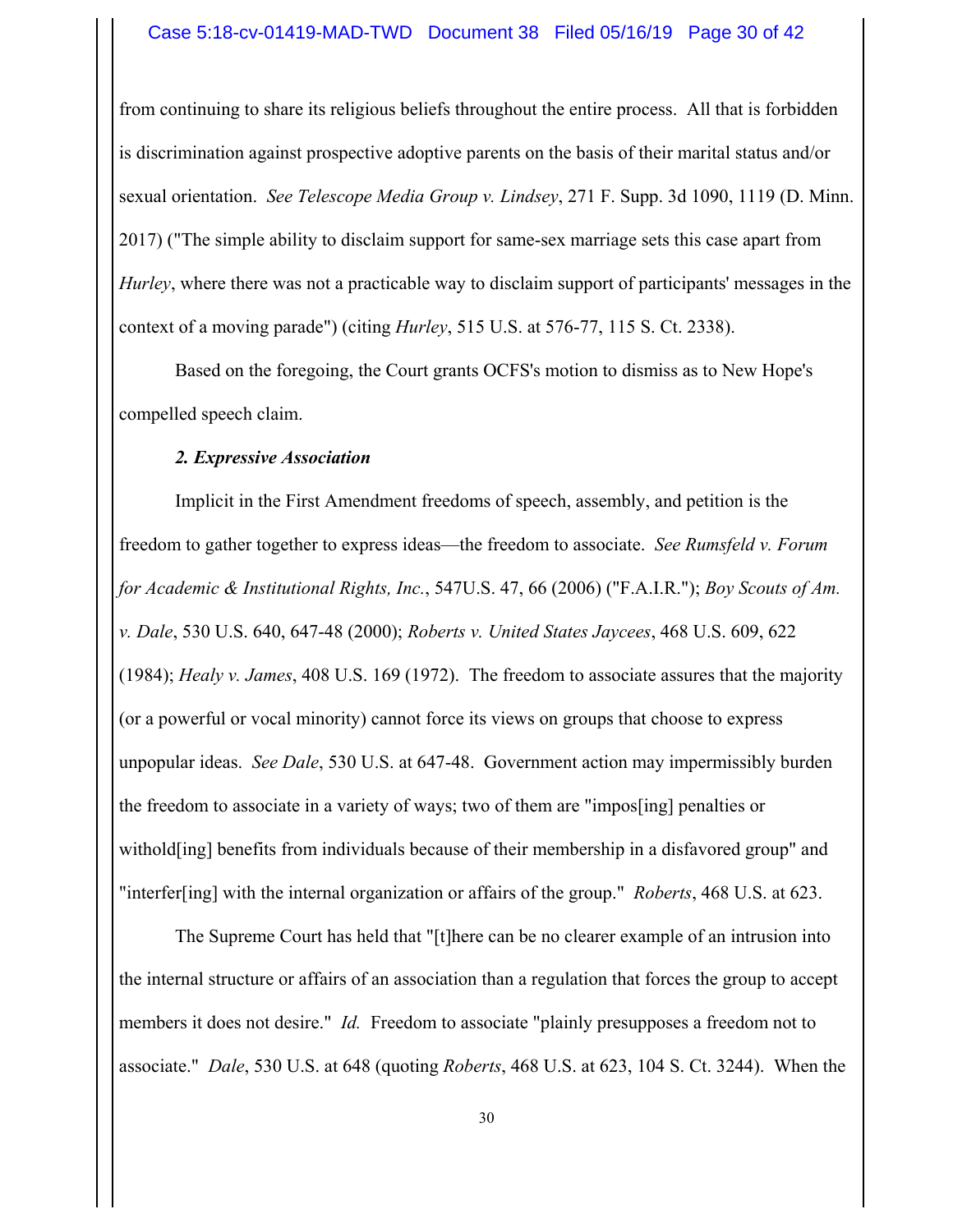from continuing to share its religious beliefs throughout the entire process. All that is forbidden is discrimination against prospective adoptive parents on the basis of their marital status and/or sexual orientation. *See Telescope Media Group v. Lindsey*, 271 F. Supp. 3d 1090, 1119 (D. Minn. 2017) ("The simple ability to disclaim support for same-sex marriage sets this case apart from *Hurley*, where there was not a practicable way to disclaim support of participants' messages in the context of a moving parade") (citing *Hurley*, 515 U.S. at 576-77, 115 S. Ct. 2338).

Based on the foregoing, the Court grants OCFS's motion to dismiss as to New Hope's compelled speech claim.

***2. Expressive Association***

Implicit in the First Amendment freedoms of speech, assembly, and petition is the freedom to gather together to express ideas—the freedom to associate. *See Rumsfeld v. Forum for Academic & Institutional Rights, Inc.*, 547U.S. 47, 66 (2006) ("F.A.I.R."); *Boy Scouts of Am. v. Dale*, 530 U.S. 640, 647-48 (2000); *Roberts v. United States Jaycees*, 468 U.S. 609, 622 (1984); *Healy v. James*, 408 U.S. 169 (1972). The freedom to associate assures that the majority (or a powerful or vocal minority) cannot force its views on groups that choose to express unpopular ideas. *See Dale*, 530 U.S. at 647-48. Government action may impermissibly burden the freedom to associate in a variety of ways; two of them are "impos[ing] penalties or withold[ing] benefits from individuals because of their membership in a disfavored group" and "interfer[ing] with the internal organization or affairs of the group." *Roberts*, 468 U.S. at 623.

The Supreme Court has held that "[t]here can be no clearer example of an intrusion into the internal structure or affairs of an association than a regulation that forces the group to accept members it does not desire." *Id.* Freedom to associate "plainly presupposes a freedom not to associate." *Dale*, 530 U.S. at 648 (quoting *Roberts*, 468 U.S. at 623, 104 S. Ct. 3244). When the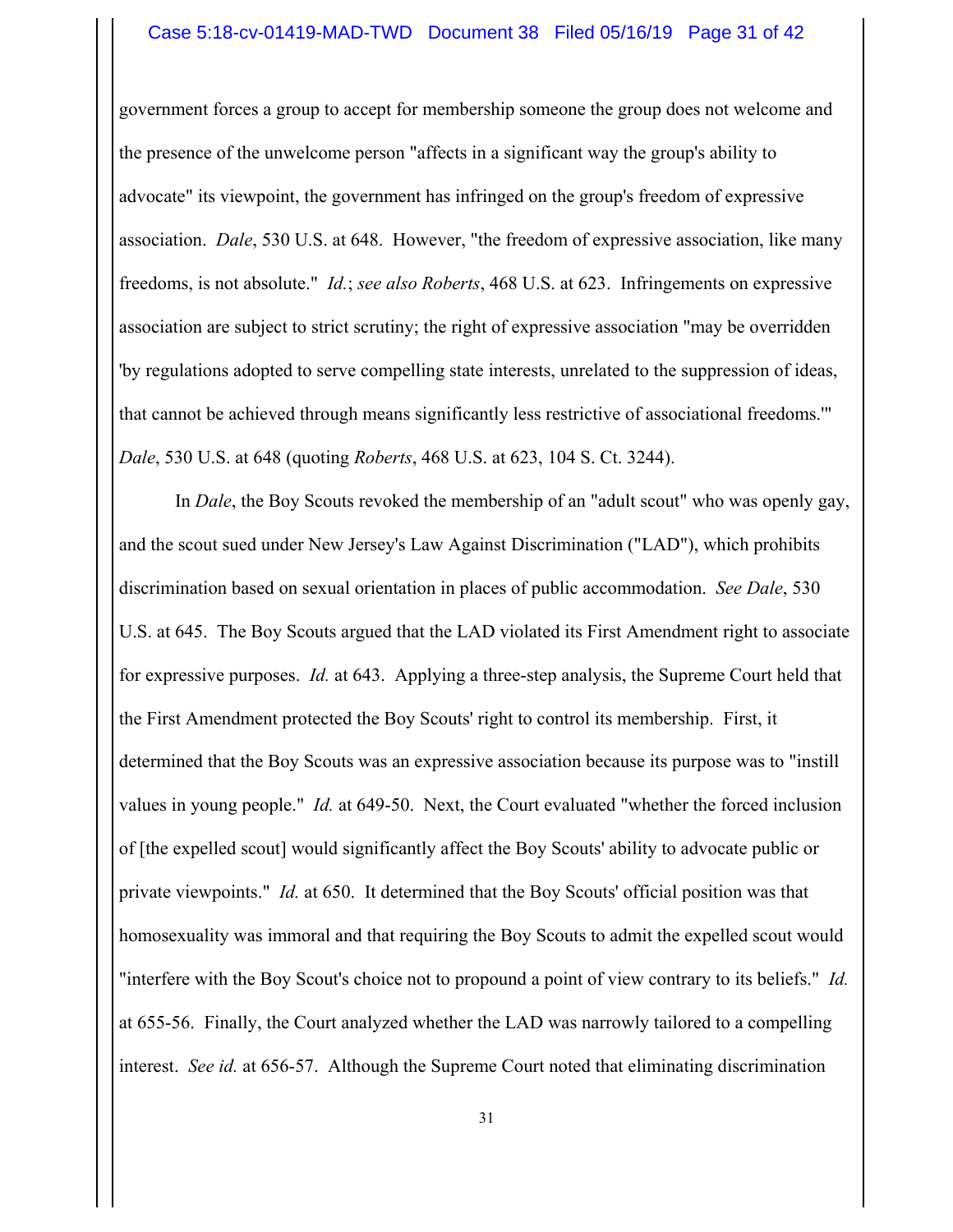government forces a group to accept for membership someone the group does not welcome and the presence of the unwelcome person "affects in a significant way the group's ability to advocate" its viewpoint, the government has infringed on the group's freedom of expressive association. *Dale*, 530 U.S. at 648. However, "the freedom of expressive association, like many freedoms, is not absolute." *Id.*; *see also Roberts*, 468 U.S. at 623. Infringements on expressive association are subject to strict scrutiny; the right of expressive association "may be overridden 'by regulations adopted to serve compelling state interests, unrelated to the suppression of ideas, that cannot be achieved through means significantly less restrictive of associational freedoms.'" *Dale*, 530 U.S. at 648 (quoting *Roberts*, 468 U.S. at 623, 104 S. Ct. 3244).

In *Dale*, the Boy Scouts revoked the membership of an "adult scout" who was openly gay, and the scout sued under New Jersey's Law Against Discrimination ("LAD"), which prohibits discrimination based on sexual orientation in places of public accommodation. *See Dale*, 530 U.S. at 645. The Boy Scouts argued that the LAD violated its First Amendment right to associate for expressive purposes. *Id.* at 643. Applying a three-step analysis, the Supreme Court held that the First Amendment protected the Boy Scouts' right to control its membership. First, it determined that the Boy Scouts was an expressive association because its purpose was to "instill values in young people." *Id.* at 649-50. Next, the Court evaluated "whether the forced inclusion of [the expelled scout] would significantly affect the Boy Scouts' ability to advocate public or private viewpoints." *Id.* at 650. It determined that the Boy Scouts' official position was that homosexuality was immoral and that requiring the Boy Scouts to admit the expelled scout would "interfere with the Boy Scout's choice not to propound a point of view contrary to its beliefs." *Id.* at 655-56. Finally, the Court analyzed whether the LAD was narrowly tailored to a compelling interest. *See id.* at 656-57. Although the Supreme Court noted that eliminating discrimination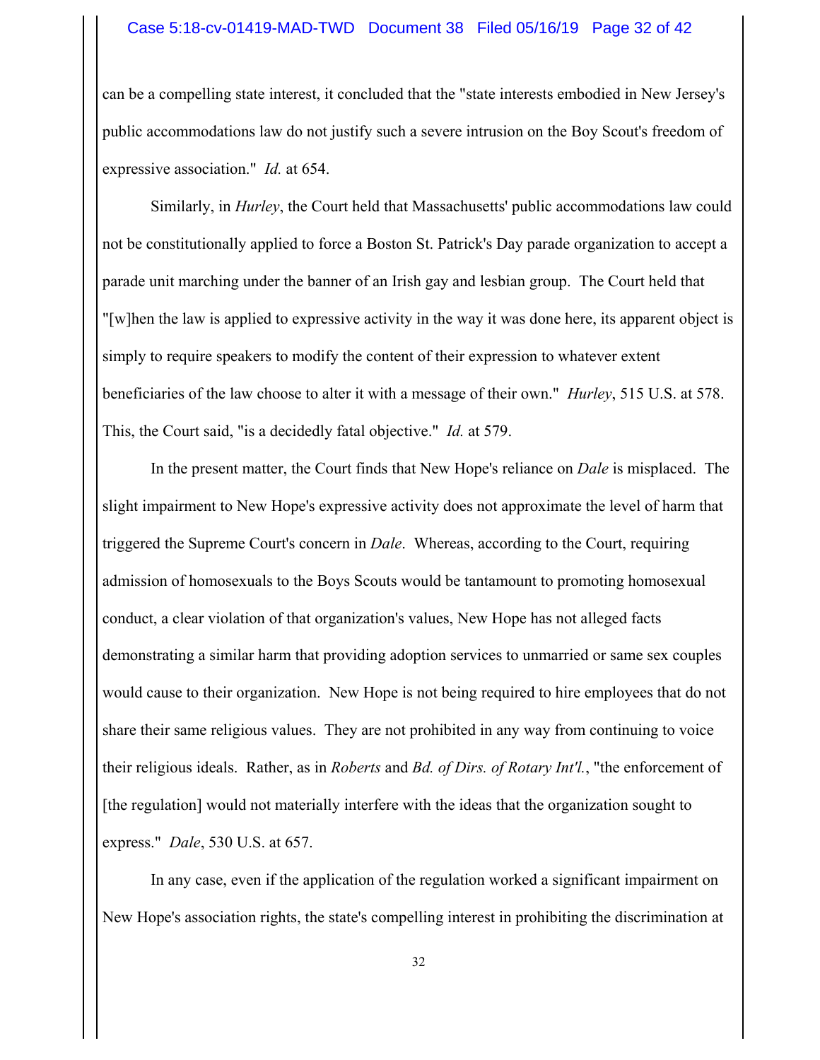can be a compelling state interest, it concluded that the "state interests embodied in New Jersey's public accommodations law do not justify such a severe intrusion on the Boy Scout's freedom of expressive association." *Id.* at 654.

Similarly, in *Hurley*, the Court held that Massachusetts' public accommodations law could not be constitutionally applied to force a Boston St. Patrick's Day parade organization to accept a parade unit marching under the banner of an Irish gay and lesbian group. The Court held that "[w]hen the law is applied to expressive activity in the way it was done here, its apparent object is simply to require speakers to modify the content of their expression to whatever extent beneficiaries of the law choose to alter it with a message of their own." *Hurley*, 515 U.S. at 578. This, the Court said, "is a decidedly fatal objective." *Id.* at 579.

In the present matter, the Court finds that New Hope's reliance on *Dale* is misplaced. The slight impairment to New Hope's expressive activity does not approximate the level of harm that triggered the Supreme Court's concern in *Dale*. Whereas, according to the Court, requiring admission of homosexuals to the Boys Scouts would be tantamount to promoting homosexual conduct, a clear violation of that organization's values, New Hope has not alleged facts demonstrating a similar harm that providing adoption services to unmarried or same sex couples would cause to their organization. New Hope is not being required to hire employees that do not share their same religious values. They are not prohibited in any way from continuing to voice their religious ideals. Rather, as in *Roberts* and *Bd. of Dirs. of Rotary Int'l.*, "the enforcement of [the regulation] would not materially interfere with the ideas that the organization sought to express." *Dale*, 530 U.S. at 657.

In any case, even if the application of the regulation worked a significant impairment on New Hope's association rights, the state's compelling interest in prohibiting the discrimination at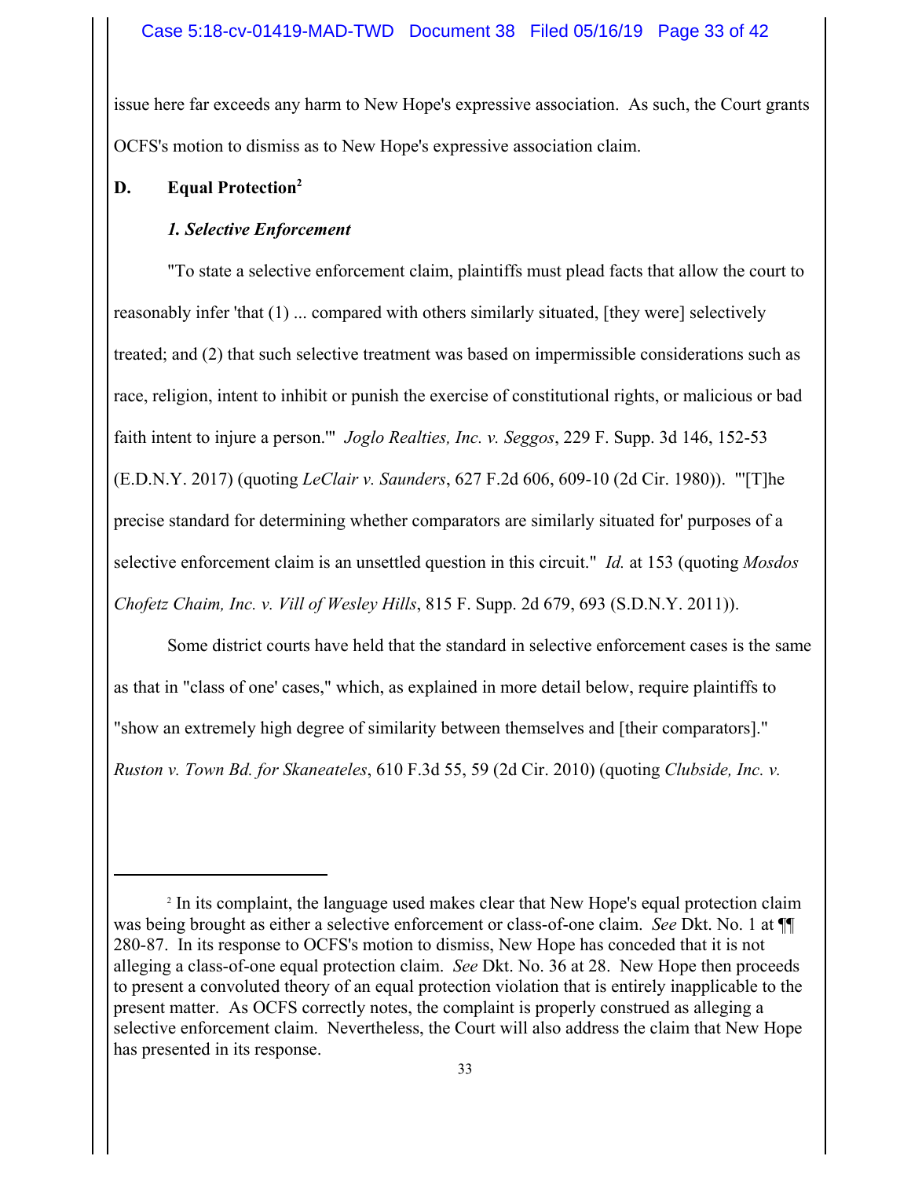issue here far exceeds any harm to New Hope's expressive association. As such, the Court grants OCFS's motion to dismiss as to New Hope's expressive association claim.

## D. Equal Protection[2]

### *1. Selective Enforcement*

"To state a selective enforcement claim, plaintiffs must plead facts that allow the court to reasonably infer 'that (1) ... compared with others similarly situated, [they were] selectively treated; and (2) that such selective treatment was based on impermissible considerations such as race, religion, intent to inhibit or punish the exercise of constitutional rights, or malicious or bad faith intent to injure a person.'" *Joglo Realties, Inc. v. Seggos*, 229 F. Supp. 3d 146, 152-53 (E.D.N.Y. 2017) (quoting *LeClair v. Saunders*, 627 F.2d 606, 609-10 (2d Cir. 1980)). "'[T]he precise standard for determining whether comparators are similarly situated for' purposes of a selective enforcement claim is an unsettled question in this circuit." *Id.* at 153 (quoting *Mosdos Chofetz Chaim, Inc. v. Vill of Wesley Hills*, 815 F. Supp. 2d 679, 693 (S.D.N.Y. 2011)).

Some district courts have held that the standard in selective enforcement cases is the same as that in "class of one' cases," which, as explained in more detail below, require plaintiffs to "show an extremely high degree of similarity between themselves and [their comparators]." *Ruston v. Town Bd. for Skaneateles*, 610 F.3d 55, 59 (2d Cir. 2010) (quoting *Clubside, Inc. v.*

---

[2] In its complaint, the language used makes clear that New Hope's equal protection claim was being brought as either a selective enforcement or class-of-one claim. *See* Dkt. No. 1 at ¶¶ 280-87. In its response to OCFS's motion to dismiss, New Hope has conceded that it is not alleging a class-of-one equal protection claim. *See* Dkt. No. 36 at 28. New Hope then proceeds to present a convoluted theory of an equal protection violation that is entirely inapplicable to the present matter. As OCFS correctly notes, the complaint is properly construed as alleging a selective enforcement claim. Nevertheless, the Court will also address the claim that New Hope has presented in its response.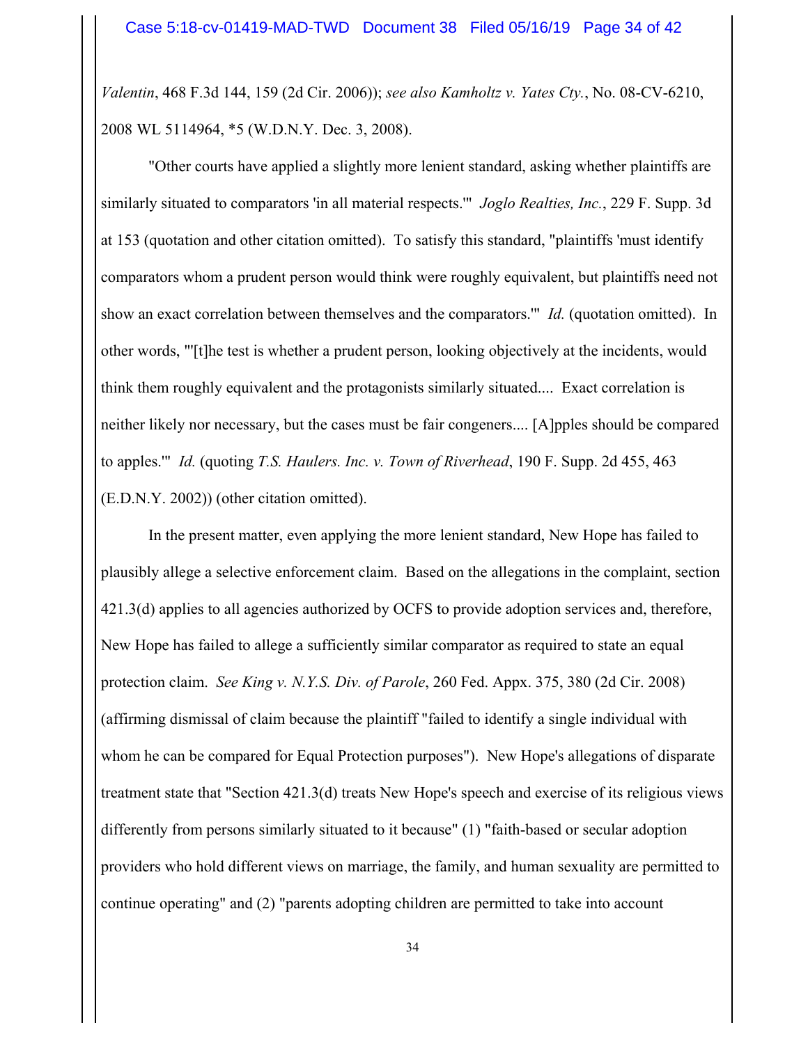*Valentin*, 468 F.3d 144, 159 (2d Cir. 2006)); *see also Kamholtz v. Yates Cty.*, No. 08-CV-6210, 2008 WL 5114964, *5 (W.D.N.Y. Dec. 3, 2008).

"Other courts have applied a slightly more lenient standard, asking whether plaintiffs are similarly situated to comparators 'in all material respects.'" *Joglo Realties, Inc.*, 229 F. Supp. 3d at 153 (quotation and other citation omitted). To satisfy this standard, "plaintiffs 'must identify comparators whom a prudent person would think were roughly equivalent, but plaintiffs need not show an exact correlation between themselves and the comparators.'" *Id.* (quotation omitted). In other words, "'[t]he test is whether a prudent person, looking objectively at the incidents, would think them roughly equivalent and the protagonists similarly situated.... Exact correlation is neither likely nor necessary, but the cases must be fair congeners.... [A]pples should be compared to apples.'" *Id.* (quoting *T.S. Haulers. Inc. v. Town of Riverhead*, 190 F. Supp. 2d 455, 463 (E.D.N.Y. 2002)) (other citation omitted).

In the present matter, even applying the more lenient standard, New Hope has failed to plausibly allege a selective enforcement claim. Based on the allegations in the complaint, section 421.3(d) applies to all agencies authorized by OCFS to provide adoption services and, therefore, New Hope has failed to allege a sufficiently similar comparator as required to state an equal protection claim. *See King v. N.Y.S. Div. of Parole*, 260 Fed. Appx. 375, 380 (2d Cir. 2008) (affirming dismissal of claim because the plaintiff "failed to identify a single individual with whom he can be compared for Equal Protection purposes"). New Hope's allegations of disparate treatment state that "Section 421.3(d) treats New Hope's speech and exercise of its religious views differently from persons similarly situated to it because" (1) "faith-based or secular adoption providers who hold different views on marriage, the family, and human sexuality are permitted to continue operating" and (2) "parents adopting children are permitted to take into account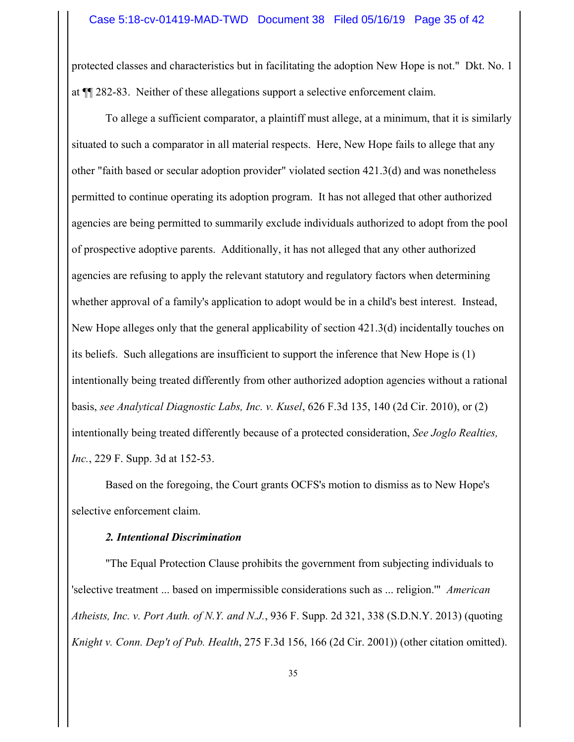protected classes and characteristics but in facilitating the adoption New Hope is not." Dkt. No. 1 at ¶¶ 282-83. Neither of these allegations support a selective enforcement claim.

To allege a sufficient comparator, a plaintiff must allege, at a minimum, that it is similarly situated to such a comparator in all material respects. Here, New Hope fails to allege that any other "faith based or secular adoption provider" violated section 421.3(d) and was nonetheless permitted to continue operating its adoption program. It has not alleged that other authorized agencies are being permitted to summarily exclude individuals authorized to adopt from the pool of prospective adoptive parents. Additionally, it has not alleged that any other authorized agencies are refusing to apply the relevant statutory and regulatory factors when determining whether approval of a family's application to adopt would be in a child's best interest. Instead, New Hope alleges only that the general applicability of section 421.3(d) incidentally touches on its beliefs. Such allegations are insufficient to support the inference that New Hope is (1) intentionally being treated differently from other authorized adoption agencies without a rational basis, *see Analytical Diagnostic Labs, Inc. v. Kusel*, 626 F.3d 135, 140 (2d Cir. 2010), or (2) intentionally being treated differently because of a protected consideration, *See Joglo Realties, Inc.*, 229 F. Supp. 3d at 152-53.

Based on the foregoing, the Court grants OCFS's motion to dismiss as to New Hope's selective enforcement claim.

### *2. Intentional Discrimination*

"The Equal Protection Clause prohibits the government from subjecting individuals to 'selective treatment ... based on impermissible considerations such as ... religion.'" *American Atheists, Inc. v. Port Auth. of N.Y. and N.J.*, 936 F. Supp. 2d 321, 338 (S.D.N.Y. 2013) (quoting *Knight v. Conn. Dep't of Pub. Health*, 275 F.3d 156, 166 (2d Cir. 2001)) (other citation omitted).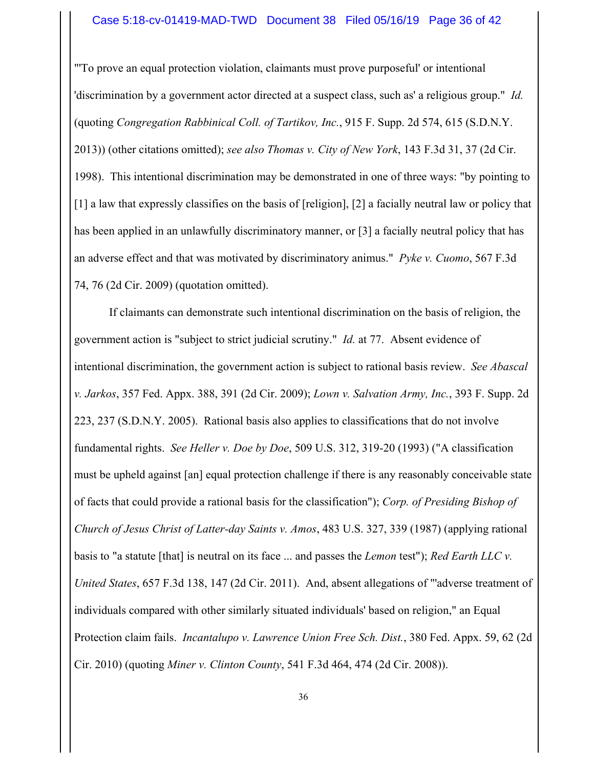"'To prove an equal protection violation, claimants must prove purposeful' or intentional 'discrimination by a government actor directed at a suspect class, such as' a religious group." *Id.* (quoting *Congregation Rabbinical Coll. of Tartikov, Inc.*, 915 F. Supp. 2d 574, 615 (S.D.N.Y. 2013)) (other citations omitted); *see also Thomas v. City of New York*, 143 F.3d 31, 37 (2d Cir. 1998). This intentional discrimination may be demonstrated in one of three ways: "by pointing to [1] a law that expressly classifies on the basis of [religion], [2] a facially neutral law or policy that has been applied in an unlawfully discriminatory manner, or [3] a facially neutral policy that has an adverse effect and that was motivated by discriminatory animus." *Pyke v. Cuomo*, 567 F.3d 74, 76 (2d Cir. 2009) (quotation omitted).

If claimants can demonstrate such intentional discrimination on the basis of religion, the government action is "subject to strict judicial scrutiny." *Id.* at 77. Absent evidence of intentional discrimination, the government action is subject to rational basis review. *See Abascal v. Jarkos*, 357 Fed. Appx. 388, 391 (2d Cir. 2009); *Lown v. Salvation Army, Inc.*, 393 F. Supp. 2d 223, 237 (S.D.N.Y. 2005). Rational basis also applies to classifications that do not involve fundamental rights. *See Heller v. Doe by Doe*, 509 U.S. 312, 319-20 (1993) ("A classification must be upheld against [an] equal protection challenge if there is any reasonably conceivable state of facts that could provide a rational basis for the classification"); *Corp. of Presiding Bishop of Church of Jesus Christ of Latter-day Saints v. Amos*, 483 U.S. 327, 339 (1987) (applying rational basis to "a statute [that] is neutral on its face ... and passes the *Lemon* test"); *Red Earth LLC v. United States*, 657 F.3d 138, 147 (2d Cir. 2011). And, absent allegations of "'adverse treatment of individuals compared with other similarly situated individuals' based on religion," an Equal Protection claim fails. *Incantalupo v. Lawrence Union Free Sch. Dist.*, 380 Fed. Appx. 59, 62 (2d Cir. 2010) (quoting *Miner v. Clinton County*, 541 F.3d 464, 474 (2d Cir. 2008)).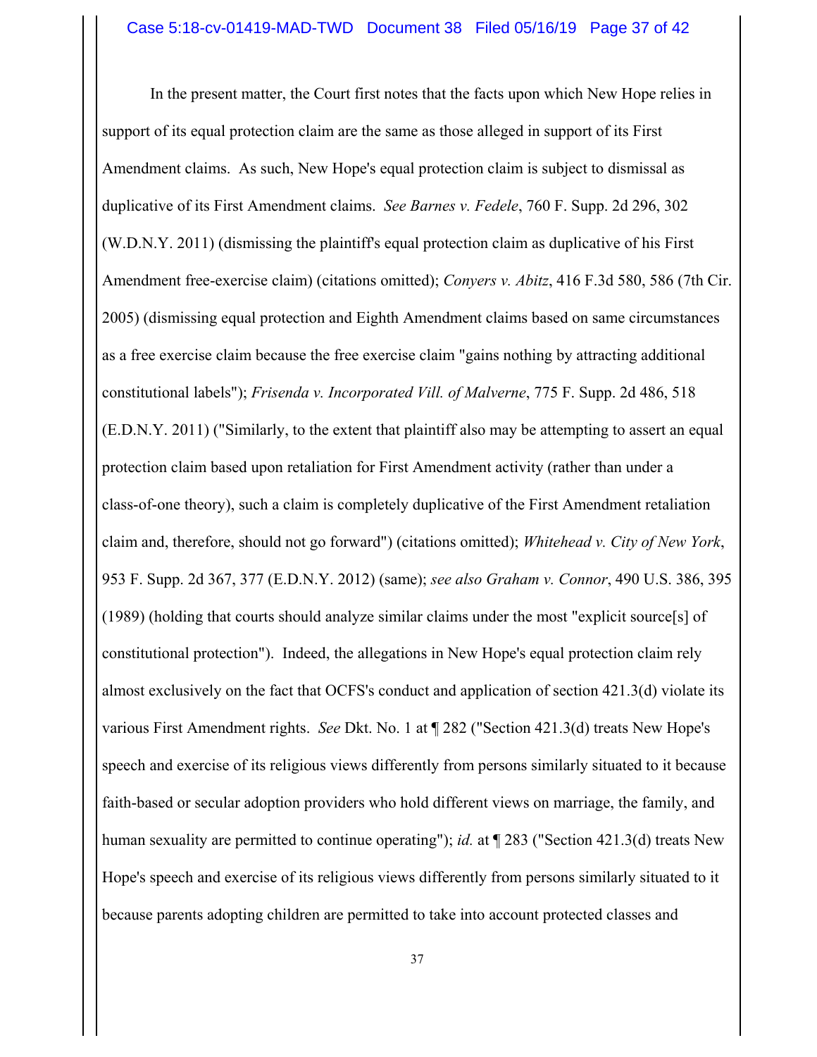In the present matter, the Court first notes that the facts upon which New Hope relies in support of its equal protection claim are the same as those alleged in support of its First Amendment claims. As such, New Hope's equal protection claim is subject to dismissal as duplicative of its First Amendment claims. *See Barnes v. Fedele*, 760 F. Supp. 2d 296, 302 (W.D.N.Y. 2011) (dismissing the plaintiff's equal protection claim as duplicative of his First Amendment free-exercise claim) (citations omitted); *Conyers v. Abitz*, 416 F.3d 580, 586 (7th Cir. 2005) (dismissing equal protection and Eighth Amendment claims based on same circumstances as a free exercise claim because the free exercise claim "gains nothing by attracting additional constitutional labels"); *Frisenda v. Incorporated Vill. of Malverne*, 775 F. Supp. 2d 486, 518 (E.D.N.Y. 2011) ("Similarly, to the extent that plaintiff also may be attempting to assert an equal protection claim based upon retaliation for First Amendment activity (rather than under a class-of-one theory), such a claim is completely duplicative of the First Amendment retaliation claim and, therefore, should not go forward") (citations omitted); *Whitehead v. City of New York*, 953 F. Supp. 2d 367, 377 (E.D.N.Y. 2012) (same); *see also Graham v. Connor*, 490 U.S. 386, 395 (1989) (holding that courts should analyze similar claims under the most "explicit source[s] of constitutional protection"). Indeed, the allegations in New Hope's equal protection claim rely almost exclusively on the fact that OCFS's conduct and application of section 421.3(d) violate its various First Amendment rights. *See* Dkt. No. 1 at ¶ 282 ("Section 421.3(d) treats New Hope's speech and exercise of its religious views differently from persons similarly situated to it because faith-based or secular adoption providers who hold different views on marriage, the family, and human sexuality are permitted to continue operating"); *id.* at ¶ 283 ("Section 421.3(d) treats New Hope's speech and exercise of its religious views differently from persons similarly situated to it because parents adopting children are permitted to take into account protected classes and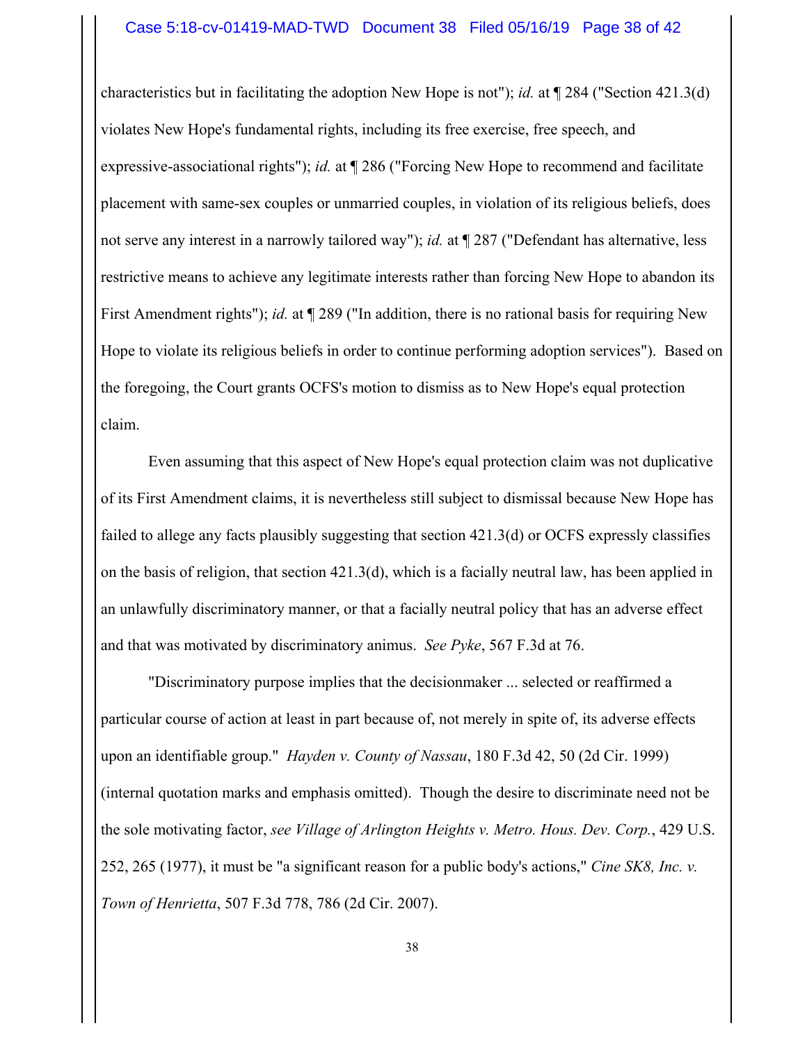characteristics but in facilitating the adoption New Hope is not"); *id.* at ¶ 284 ("Section 421.3(d) violates New Hope's fundamental rights, including its free exercise, free speech, and expressive-associational rights"); *id.* at ¶ 286 ("Forcing New Hope to recommend and facilitate placement with same-sex couples or unmarried couples, in violation of its religious beliefs, does not serve any interest in a narrowly tailored way"); *id.* at ¶ 287 ("Defendant has alternative, less restrictive means to achieve any legitimate interests rather than forcing New Hope to abandon its First Amendment rights"); *id.* at ¶ 289 ("In addition, there is no rational basis for requiring New Hope to violate its religious beliefs in order to continue performing adoption services"). Based on the foregoing, the Court grants OCFS's motion to dismiss as to New Hope's equal protection claim.

Even assuming that this aspect of New Hope's equal protection claim was not duplicative of its First Amendment claims, it is nevertheless still subject to dismissal because New Hope has failed to allege any facts plausibly suggesting that section 421.3(d) or OCFS expressly classifies on the basis of religion, that section 421.3(d), which is a facially neutral law, has been applied in an unlawfully discriminatory manner, or that a facially neutral policy that has an adverse effect and that was motivated by discriminatory animus. *See Pyke*, 567 F.3d at 76.

"Discriminatory purpose implies that the decisionmaker ... selected or reaffirmed a particular course of action at least in part because of, not merely in spite of, its adverse effects upon an identifiable group." *Hayden v. County of Nassau*, 180 F.3d 42, 50 (2d Cir. 1999) (internal quotation marks and emphasis omitted). Though the desire to discriminate need not be the sole motivating factor, *see Village of Arlington Heights v. Metro. Hous. Dev. Corp.*, 429 U.S. 252, 265 (1977), it must be "a significant reason for a public body's actions," *Cine SK8, Inc. v. Town of Henrietta*, 507 F.3d 778, 786 (2d Cir. 2007).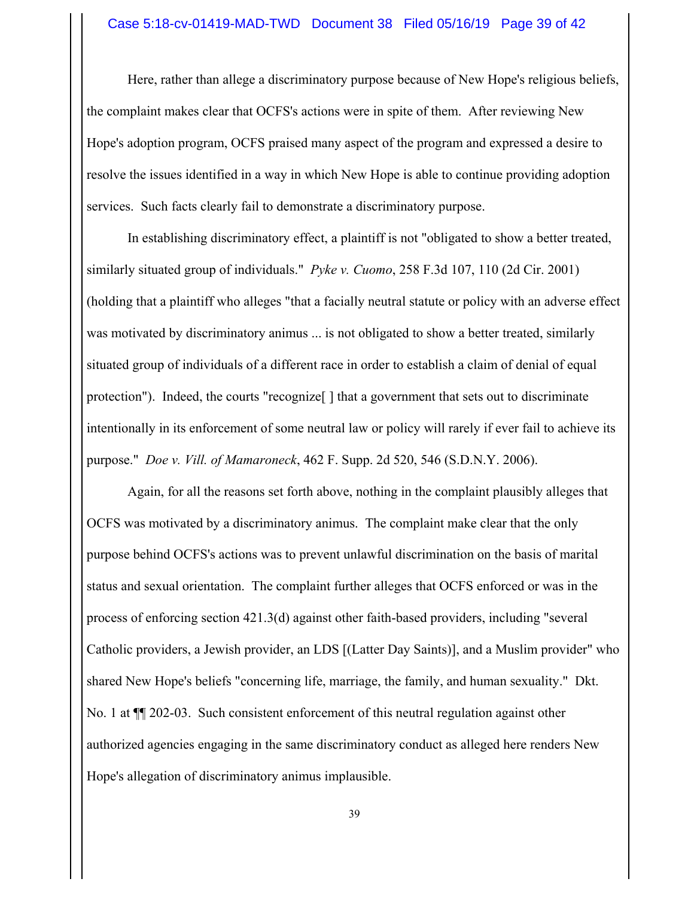Here, rather than allege a discriminatory purpose because of New Hope's religious beliefs, the complaint makes clear that OCFS's actions were in spite of them. After reviewing New Hope's adoption program, OCFS praised many aspect of the program and expressed a desire to resolve the issues identified in a way in which New Hope is able to continue providing adoption services. Such facts clearly fail to demonstrate a discriminatory purpose.

In establishing discriminatory effect, a plaintiff is not "obligated to show a better treated, similarly situated group of individuals." *Pyke v. Cuomo*, 258 F.3d 107, 110 (2d Cir. 2001) (holding that a plaintiff who alleges "that a facially neutral statute or policy with an adverse effect was motivated by discriminatory animus ... is not obligated to show a better treated, similarly situated group of individuals of a different race in order to establish a claim of denial of equal protection"). Indeed, the courts "recognize[ ] that a government that sets out to discriminate intentionally in its enforcement of some neutral law or policy will rarely if ever fail to achieve its purpose." *Doe v. Vill. of Mamaroneck*, 462 F. Supp. 2d 520, 546 (S.D.N.Y. 2006).

Again, for all the reasons set forth above, nothing in the complaint plausibly alleges that OCFS was motivated by a discriminatory animus. The complaint make clear that the only purpose behind OCFS's actions was to prevent unlawful discrimination on the basis of marital status and sexual orientation. The complaint further alleges that OCFS enforced or was in the process of enforcing section 421.3(d) against other faith-based providers, including "several Catholic providers, a Jewish provider, an LDS [(Latter Day Saints)], and a Muslim provider" who shared New Hope's beliefs "concerning life, marriage, the family, and human sexuality." Dkt. No. 1 at ¶¶ 202-03. Such consistent enforcement of this neutral regulation against other authorized agencies engaging in the same discriminatory conduct as alleged here renders New Hope's allegation of discriminatory animus implausible.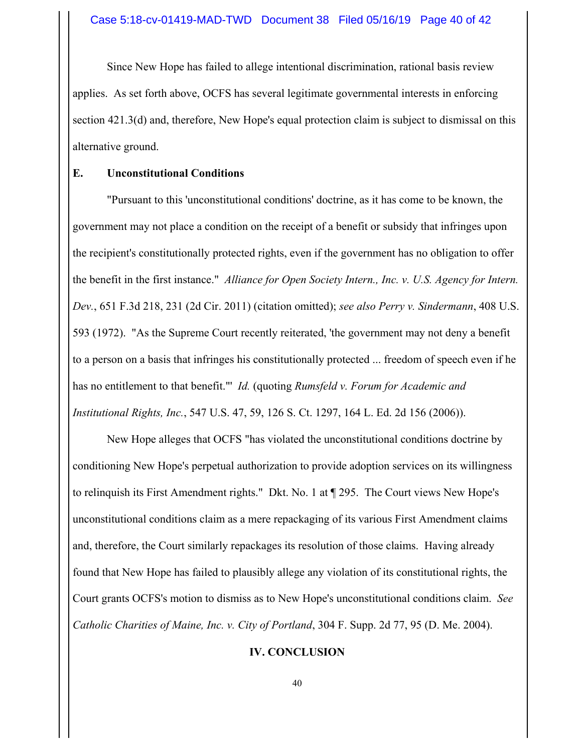Since New Hope has failed to allege intentional discrimination, rational basis review applies. As set forth above, OCFS has several legitimate governmental interests in enforcing section 421.3(d) and, therefore, New Hope's equal protection claim is subject to dismissal on this alternative ground.

### E. Unconstitutional Conditions

"Pursuant to this 'unconstitutional conditions' doctrine, as it has come to be known, the government may not place a condition on the receipt of a benefit or subsidy that infringes upon the recipient's constitutionally protected rights, even if the government has no obligation to offer the benefit in the first instance." *Alliance for Open Society Intern., Inc. v. U.S. Agency for Intern. Dev.*, 651 F.3d 218, 231 (2d Cir. 2011) (citation omitted); *see also Perry v. Sindermann*, 408 U.S. 593 (1972). "As the Supreme Court recently reiterated, 'the government may not deny a benefit to a person on a basis that infringes his constitutionally protected ... freedom of speech even if he has no entitlement to that benefit.'" *Id.* (quoting *Rumsfeld v. Forum for Academic and Institutional Rights, Inc.*, 547 U.S. 47, 59, 126 S. Ct. 1297, 164 L. Ed. 2d 156 (2006)).

New Hope alleges that OCFS "has violated the unconstitutional conditions doctrine by conditioning New Hope's perpetual authorization to provide adoption services on its willingness to relinquish its First Amendment rights." Dkt. No. 1 at ¶ 295. The Court views New Hope's unconstitutional conditions claim as a mere repackaging of its various First Amendment claims and, therefore, the Court similarly repackages its resolution of those claims. Having already found that New Hope has failed to plausibly allege any violation of its constitutional rights, the Court grants OCFS's motion to dismiss as to New Hope's unconstitutional conditions claim. *See Catholic Charities of Maine, Inc. v. City of Portland*, 304 F. Supp. 2d 77, 95 (D. Me. 2004).

## IV. CONCLUSION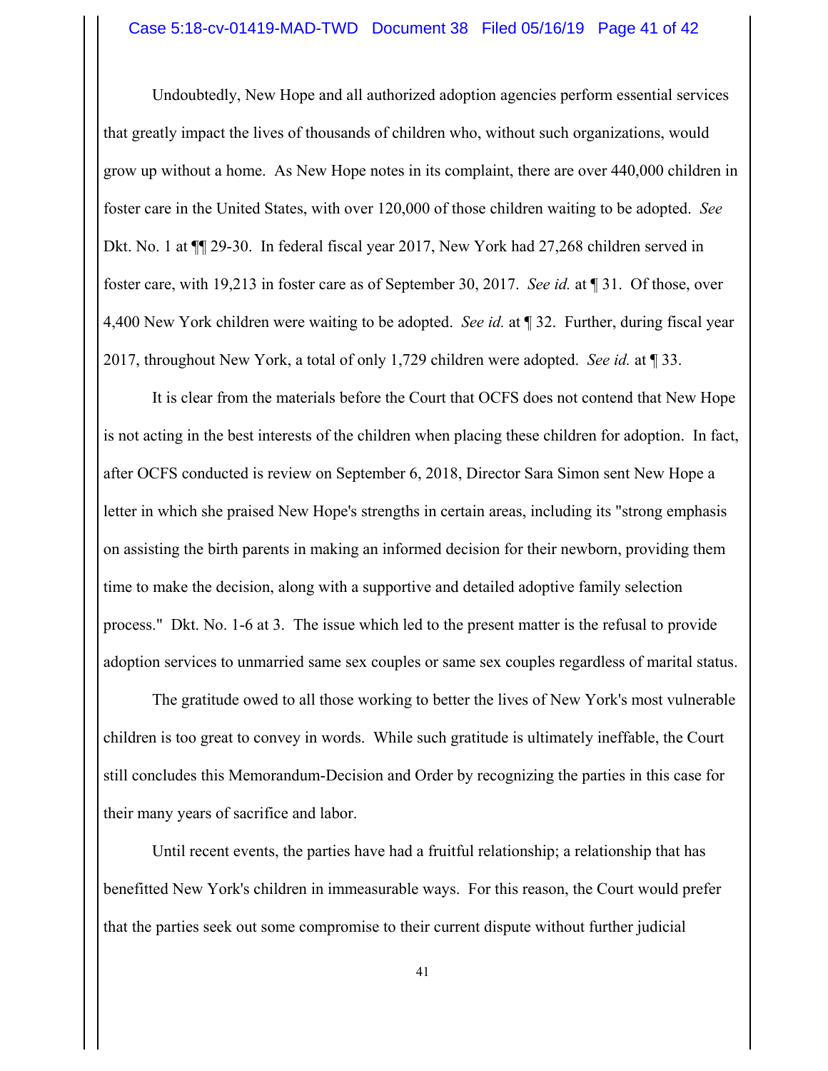Undoubtedly, New Hope and all authorized adoption agencies perform essential services that greatly impact the lives of thousands of children who, without such organizations, would grow up without a home. As New Hope notes in its complaint, there are over 440,000 children in foster care in the United States, with over 120,000 of those children waiting to be adopted. *See* Dkt. No. 1 at ¶¶ 29-30. In federal fiscal year 2017, New York had 27,268 children served in foster care, with 19,213 in foster care as of September 30, 2017. *See id.* at ¶ 31. Of those, over 4,400 New York children were waiting to be adopted. *See id.* at ¶ 32. Further, during fiscal year 2017, throughout New York, a total of only 1,729 children were adopted. *See id.* at ¶ 33.

It is clear from the materials before the Court that OCFS does not contend that New Hope is not acting in the best interests of the children when placing these children for adoption. In fact, after OCFS conducted is review on September 6, 2018, Director Sara Simon sent New Hope a letter in which she praised New Hope's strengths in certain areas, including its "strong emphasis on assisting the birth parents in making an informed decision for their newborn, providing them time to make the decision, along with a supportive and detailed adoptive family selection process." Dkt. No. 1-6 at 3. The issue which led to the present matter is the refusal to provide adoption services to unmarried same sex couples or same sex couples regardless of marital status.

The gratitude owed to all those working to better the lives of New York's most vulnerable children is too great to convey in words. While such gratitude is ultimately ineffable, the Court still concludes this Memorandum-Decision and Order by recognizing the parties in this case for their many years of sacrifice and labor.

Until recent events, the parties have had a fruitful relationship; a relationship that has benefitted New York's children in immeasurable ways. For this reason, the Court would prefer that the parties seek out some compromise to their current dispute without further judicial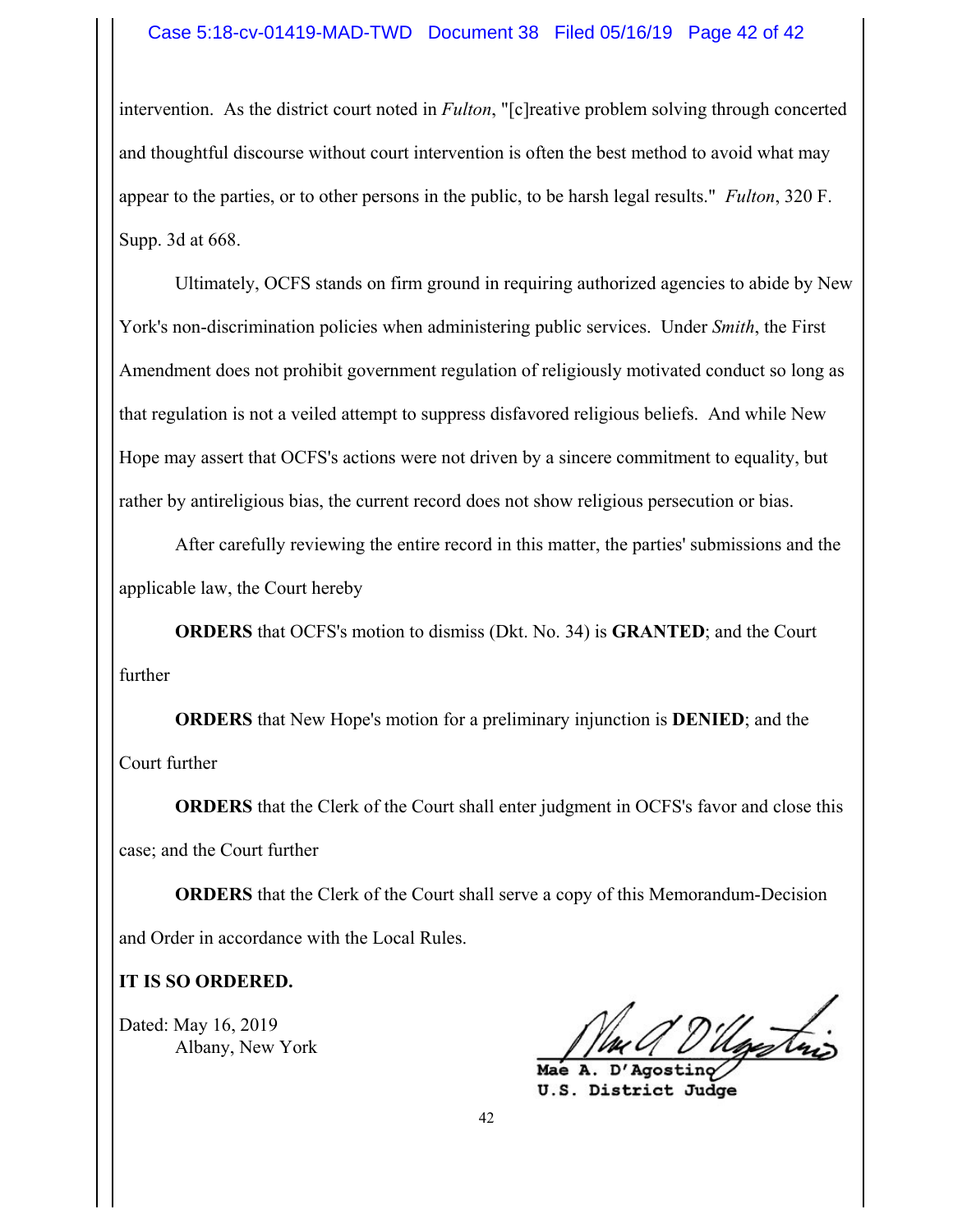intervention. As the district court noted in *Fulton*, "[c]reative problem solving through concerted and thoughtful discourse without court intervention is often the best method to avoid what may appear to the parties, or to other persons in the public, to be harsh legal results." *Fulton*, 320 F. Supp. 3d at 668.

Ultimately, OCFS stands on firm ground in requiring authorized agencies to abide by New York's non-discrimination policies when administering public services. Under *Smith*, the First Amendment does not prohibit government regulation of religiously motivated conduct so long as that regulation is not a veiled attempt to suppress disfavored religious beliefs. And while New Hope may assert that OCFS's actions were not driven by a sincere commitment to equality, but rather by antireligious bias, the current record does not show religious persecution or bias.

After carefully reviewing the entire record in this matter, the parties' submissions and the applicable law, the Court hereby

**ORDERS** that OCFS's motion to dismiss (Dkt. No. 34) is **GRANTED**; and the Court further

**ORDERS** that New Hope's motion for a preliminary injunction is **DENIED**; and the Court further

**ORDERS** that the Clerk of the Court shall enter judgment in OCFS's favor and close this case; and the Court further

**ORDERS** that the Clerk of the Court shall serve a copy of this Memorandum-Decision and Order in accordance with the Local Rules.

**IT IS SO ORDERED.**

Dated: May 16, 2019
Albany, New York

Mae A. D'Agostino
U.S. District Judge